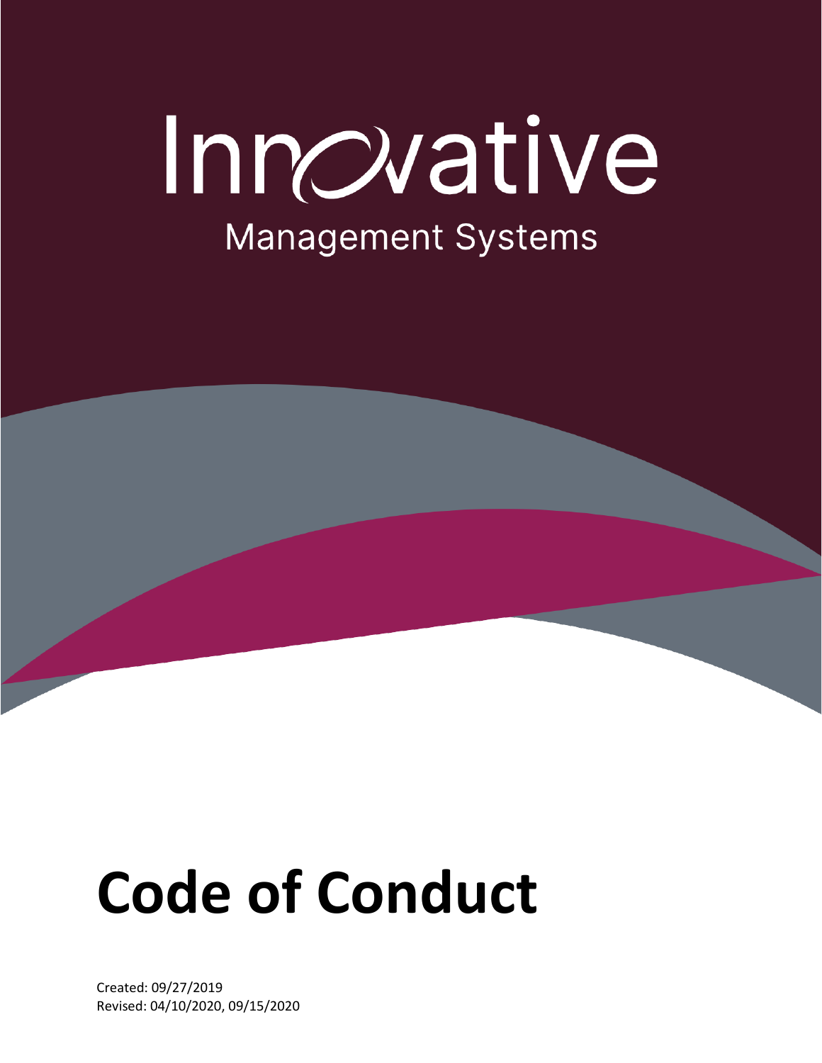Innovative

Management Systems

# Code of Conduct

Created: 09/27/2019

Revised: 04/10/2020, 09/15/2020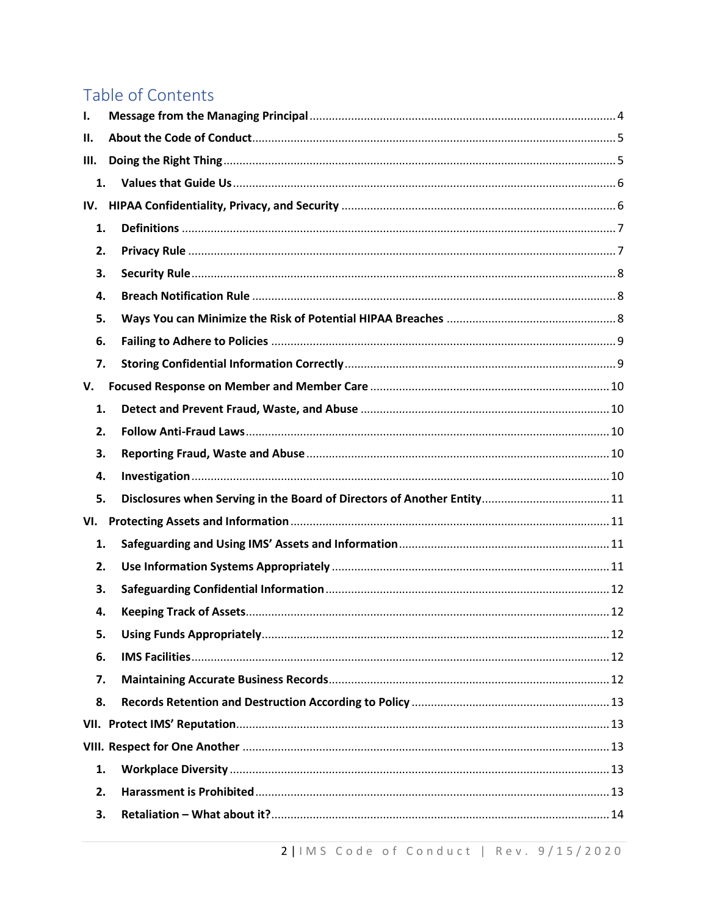# Table of Contents

- **I. Message from the Managing Principal** ..... 4
- **II. About the Code of Conduct** ..... 5
- **III. Doing the Right Thing** ..... 5
  - **1. Values that Guide Us** ..... 6
- **IV. HIPAA Confidentiality, Privacy, and Security** ..... 6
  - **1. Definitions** ..... 7
  - **2. Privacy Rule** ..... 7
  - **3. Security Rule** ..... 8
  - **4. Breach Notification Rule** ..... 8
  - **5. Ways You can Minimize the Risk of Potential HIPAA Breaches** ..... 8
  - **6. Failing to Adhere to Policies** ..... 9
  - **7. Storing Confidential Information Correctly** ..... 9
- **V. Focused Response on Member and Member Care** ..... 10
  - **1. Detect and Prevent Fraud, Waste, and Abuse** ..... 10
  - **2. Follow Anti-Fraud Laws** ..... 10
  - **3. Reporting Fraud, Waste and Abuse** ..... 10
  - **4. Investigation** ..... 10
  - **5. Disclosures when Serving in the Board of Directors of Another Entity** ..... 11
- **VI. Protecting Assets and Information** ..... 11
  - **1. Safeguarding and Using IMS' Assets and Information** ..... 11
  - **2. Use Information Systems Appropriately** ..... 11
  - **3. Safeguarding Confidential Information** ..... 12
  - **4. Keeping Track of Assets** ..... 12
  - **5. Using Funds Appropriately** ..... 12
  - **6. IMS Facilities** ..... 12
  - **7. Maintaining Accurate Business Records** ..... 12
  - **8. Records Retention and Destruction According to Policy** ..... 13
- **VII. Protect IMS' Reputation** ..... 13
- **VIII. Respect for One Another** ..... 13
  - **1. Workplace Diversity** ..... 13
  - **2. Harassment is Prohibited** ..... 13
  - **3. Retaliation – What about it?** ..... 14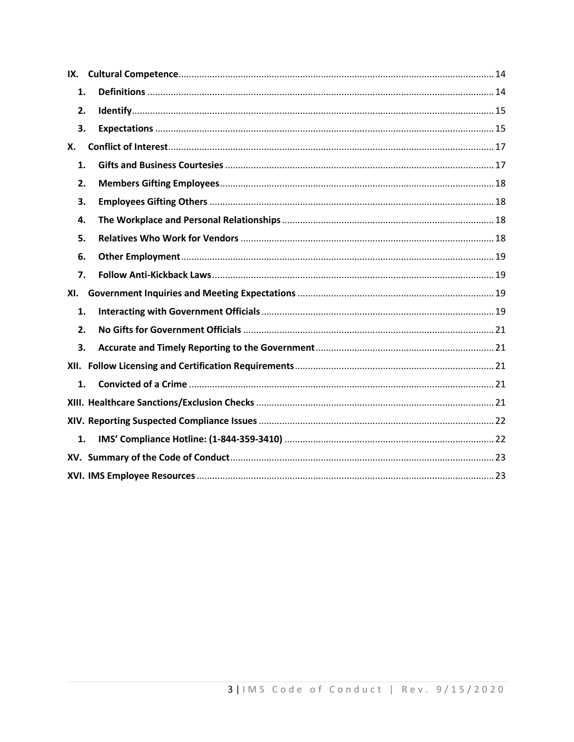- **IX. Cultural Competence** ........ 14
  - **1. Definitions** ........ 14
  - **2. Identify** ........ 15
  - **3. Expectations** ........ 15
- **X. Conflict of Interest** ........ 17
  - **1. Gifts and Business Courtesies** ........ 17
  - **2. Members Gifting Employees** ........ 18
  - **3. Employees Gifting Others** ........ 18
  - **4. The Workplace and Personal Relationships** ........ 18
  - **5. Relatives Who Work for Vendors** ........ 18
  - **6. Other Employment** ........ 19
  - **7. Follow Anti-Kickback Laws** ........ 19
- **XI. Government Inquiries and Meeting Expectations** ........ 19
  - **1. Interacting with Government Officials** ........ 19
  - **2. No Gifts for Government Officials** ........ 21
  - **3. Accurate and Timely Reporting to the Government** ........ 21
- **XII. Follow Licensing and Certification Requirements** ........ 21
  - **1. Convicted of a Crime** ........ 21
- **XIII. Healthcare Sanctions/Exclusion Checks** ........ 21
- **XIV. Reporting Suspected Compliance Issues** ........ 22
  - **1. IMS' Compliance Hotline: (1-844-359-3410)** ........ 22
- **XV. Summary of the Code of Conduct** ........ 23
- **XVI. IMS Employee Resources** ........ 23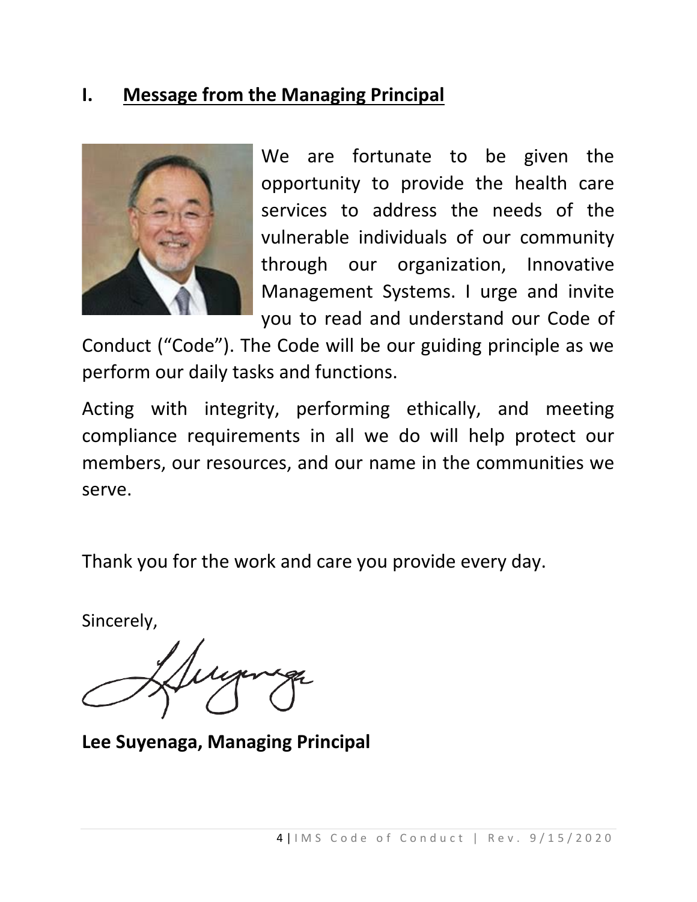## I. Message from the Managing Principal

We are fortunate to be given the opportunity to provide the health care services to address the needs of the vulnerable individuals of our community through our organization, Innovative Management Systems. I urge and invite you to read and understand our Code of Conduct ("Code"). The Code will be our guiding principle as we perform our daily tasks and functions.

Acting with integrity, performing ethically, and meeting compliance requirements in all we do will help protect our members, our resources, and our name in the communities we serve.

Thank you for the work and care you provide every day.

Sincerely,

**Lee Suyenaga, Managing Principal**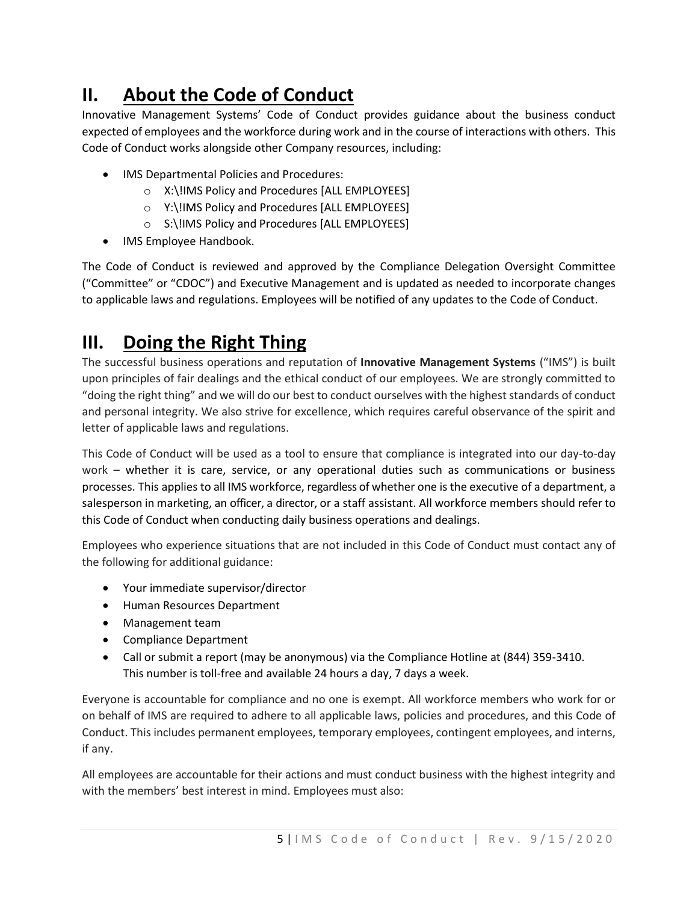## II. About the Code of Conduct

Innovative Management Systems' Code of Conduct provides guidance about the business conduct expected of employees and the workforce during work and in the course of interactions with others. This Code of Conduct works alongside other Company resources, including:

- IMS Departmental Policies and Procedures:
  - X:\!IMS Policy and Procedures [ALL EMPLOYEES]
  - Y:\!IMS Policy and Procedures [ALL EMPLOYEES]
  - S:\!IMS Policy and Procedures [ALL EMPLOYEES]
- IMS Employee Handbook.

The Code of Conduct is reviewed and approved by the Compliance Delegation Oversight Committee ("Committee" or "CDOC") and Executive Management and is updated as needed to incorporate changes to applicable laws and regulations. Employees will be notified of any updates to the Code of Conduct.

## III. Doing the Right Thing

The successful business operations and reputation of **Innovative Management Systems** ("IMS") is built upon principles of fair dealings and the ethical conduct of our employees. We are strongly committed to "doing the right thing" and we will do our best to conduct ourselves with the highest standards of conduct and personal integrity. We also strive for excellence, which requires careful observance of the spirit and letter of applicable laws and regulations.

This Code of Conduct will be used as a tool to ensure that compliance is integrated into our day-to-day work – whether it is care, service, or any operational duties such as communications or business processes. This applies to all IMS workforce, regardless of whether one is the executive of a department, a salesperson in marketing, an officer, a director, or a staff assistant. All workforce members should refer to this Code of Conduct when conducting daily business operations and dealings.

Employees who experience situations that are not included in this Code of Conduct must contact any of the following for additional guidance:

- Your immediate supervisor/director
- Human Resources Department
- Management team
- Compliance Department
- Call or submit a report (may be anonymous) via the Compliance Hotline at (844) 359-3410. This number is toll-free and available 24 hours a day, 7 days a week.

Everyone is accountable for compliance and no one is exempt. All workforce members who work for or on behalf of IMS are required to adhere to all applicable laws, policies and procedures, and this Code of Conduct. This includes permanent employees, temporary employees, contingent employees, and interns, if any.

All employees are accountable for their actions and must conduct business with the highest integrity and with the members' best interest in mind. Employees must also: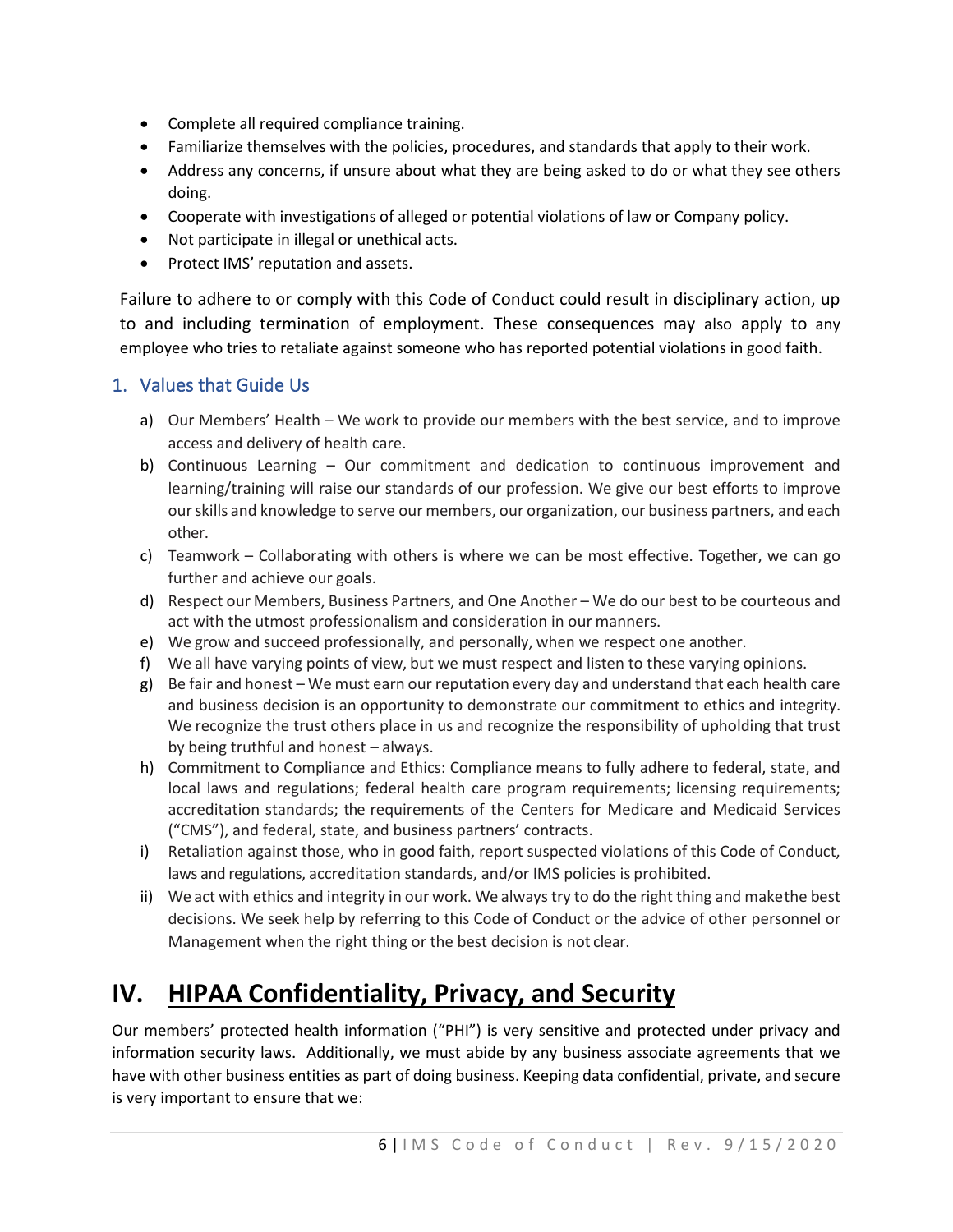- Complete all required compliance training.
- Familiarize themselves with the policies, procedures, and standards that apply to their work.
- Address any concerns, if unsure about what they are being asked to do or what they see others doing.
- Cooperate with investigations of alleged or potential violations of law or Company policy.
- Not participate in illegal or unethical acts.
- Protect IMS' reputation and assets.

Failure to adhere to or comply with this Code of Conduct could result in disciplinary action, up to and including termination of employment. These consequences may also apply to any employee who tries to retaliate against someone who has reported potential violations in good faith.

### 1. Values that Guide Us

a) Our Members' Health – We work to provide our members with the best service, and to improve access and delivery of health care.

b) Continuous Learning – Our commitment and dedication to continuous improvement and learning/training will raise our standards of our profession. We give our best efforts to improve our skills and knowledge to serve our members, our organization, our business partners, and each other.

c) Teamwork – Collaborating with others is where we can be most effective. Together, we can go further and achieve our goals.

d) Respect our Members, Business Partners, and One Another – We do our best to be courteous and act with the utmost professionalism and consideration in our manners.

e) We grow and succeed professionally, and personally, when we respect one another.

f) We all have varying points of view, but we must respect and listen to these varying opinions.

g) Be fair and honest – We must earn our reputation every day and understand that each health care and business decision is an opportunity to demonstrate our commitment to ethics and integrity. We recognize the trust others place in us and recognize the responsibility of upholding that trust by being truthful and honest – always.

h) Commitment to Compliance and Ethics: Compliance means to fully adhere to federal, state, and local laws and regulations; federal health care program requirements; licensing requirements; accreditation standards; the requirements of the Centers for Medicare and Medicaid Services ("CMS"), and federal, state, and business partners' contracts.

i) Retaliation against those, who in good faith, report suspected violations of this Code of Conduct, laws and regulations, accreditation standards, and/or IMS policies is prohibited.

ii) We act with ethics and integrity in our work. We always try to do the right thing and makethe best decisions. We seek help by referring to this Code of Conduct or the advice of other personnel or Management when the right thing or the best decision is not clear.

# IV. HIPAA Confidentiality, Privacy, and Security

Our members' protected health information ("PHI") is very sensitive and protected under privacy and information security laws. Additionally, we must abide by any business associate agreements that we have with other business entities as part of doing business. Keeping data confidential, private, and secure is very important to ensure that we: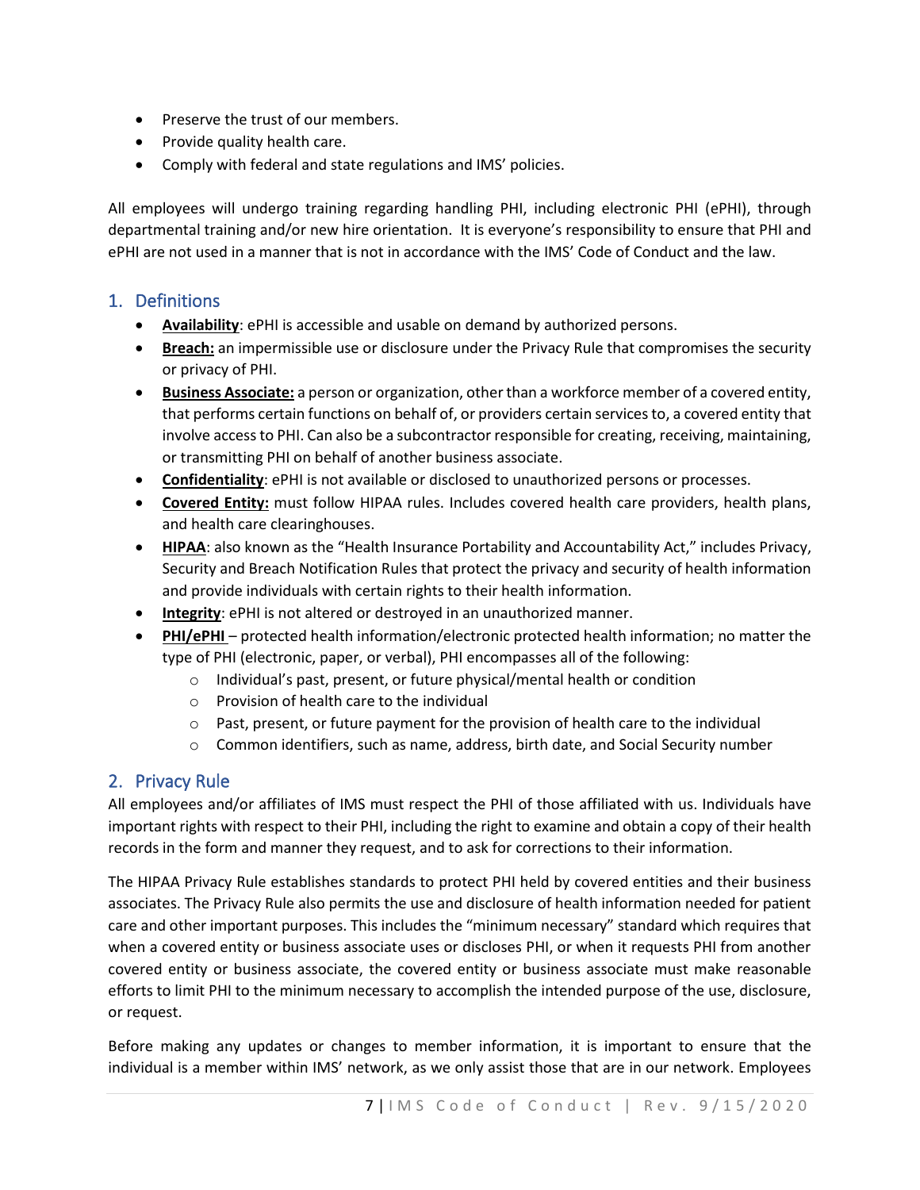- Preserve the trust of our members.
- Provide quality health care.
- Comply with federal and state regulations and IMS' policies.

All employees will undergo training regarding handling PHI, including electronic PHI (ePHI), through departmental training and/or new hire orientation. It is everyone's responsibility to ensure that PHI and ePHI are not used in a manner that is not in accordance with the IMS' Code of Conduct and the law.

## 1. Definitions

- **Availability**: ePHI is accessible and usable on demand by authorized persons.
- **Breach:** an impermissible use or disclosure under the Privacy Rule that compromises the security or privacy of PHI.
- **Business Associate:** a person or organization, other than a workforce member of a covered entity, that performs certain functions on behalf of, or providers certain services to, a covered entity that involve access to PHI. Can also be a subcontractor responsible for creating, receiving, maintaining, or transmitting PHI on behalf of another business associate.
- **Confidentiality**: ePHI is not available or disclosed to unauthorized persons or processes.
- **Covered Entity:** must follow HIPAA rules. Includes covered health care providers, health plans, and health care clearinghouses.
- **HIPAA**: also known as the "Health Insurance Portability and Accountability Act," includes Privacy, Security and Breach Notification Rules that protect the privacy and security of health information and provide individuals with certain rights to their health information.
- **Integrity**: ePHI is not altered or destroyed in an unauthorized manner.
- **PHI/ePHI** – protected health information/electronic protected health information; no matter the type of PHI (electronic, paper, or verbal), PHI encompasses all of the following:
    - Individual's past, present, or future physical/mental health or condition
    - Provision of health care to the individual
    - Past, present, or future payment for the provision of health care to the individual
    - Common identifiers, such as name, address, birth date, and Social Security number

## 2. Privacy Rule

All employees and/or affiliates of IMS must respect the PHI of those affiliated with us. Individuals have important rights with respect to their PHI, including the right to examine and obtain a copy of their health records in the form and manner they request, and to ask for corrections to their information.

The HIPAA Privacy Rule establishes standards to protect PHI held by covered entities and their business associates. The Privacy Rule also permits the use and disclosure of health information needed for patient care and other important purposes. This includes the "minimum necessary" standard which requires that when a covered entity or business associate uses or discloses PHI, or when it requests PHI from another covered entity or business associate, the covered entity or business associate must make reasonable efforts to limit PHI to the minimum necessary to accomplish the intended purpose of the use, disclosure, or request.

Before making any updates or changes to member information, it is important to ensure that the individual is a member within IMS' network, as we only assist those that are in our network. Employees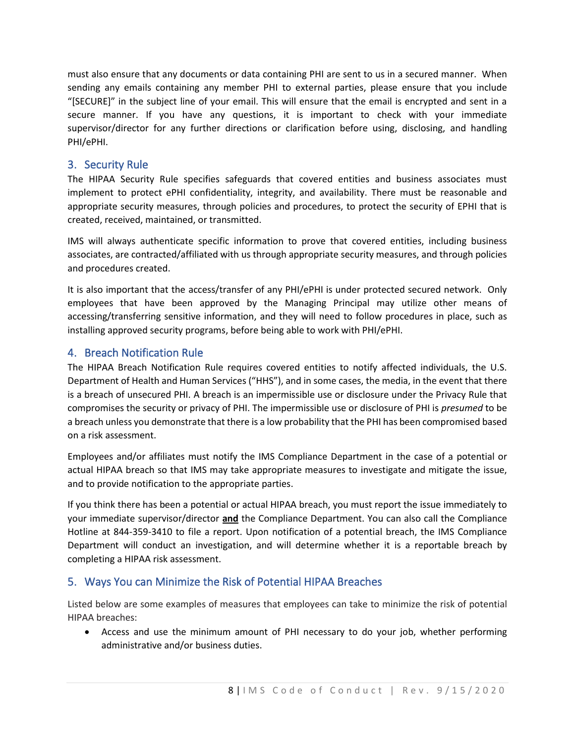must also ensure that any documents or data containing PHI are sent to us in a secured manner. When sending any emails containing any member PHI to external parties, please ensure that you include "[SECURE]" in the subject line of your email. This will ensure that the email is encrypted and sent in a secure manner. If you have any questions, it is important to check with your immediate supervisor/director for any further directions or clarification before using, disclosing, and handling PHI/ePHI.

## 3. Security Rule

The HIPAA Security Rule specifies safeguards that covered entities and business associates must implement to protect ePHI confidentiality, integrity, and availability. There must be reasonable and appropriate security measures, through policies and procedures, to protect the security of EPHI that is created, received, maintained, or transmitted.

IMS will always authenticate specific information to prove that covered entities, including business associates, are contracted/affiliated with us through appropriate security measures, and through policies and procedures created.

It is also important that the access/transfer of any PHI/ePHI is under protected secured network. Only employees that have been approved by the Managing Principal may utilize other means of accessing/transferring sensitive information, and they will need to follow procedures in place, such as installing approved security programs, before being able to work with PHI/ePHI.

## 4. Breach Notification Rule

The HIPAA Breach Notification Rule requires covered entities to notify affected individuals, the U.S. Department of Health and Human Services ("HHS"), and in some cases, the media, in the event that there is a breach of unsecured PHI. A breach is an impermissible use or disclosure under the Privacy Rule that compromises the security or privacy of PHI. The impermissible use or disclosure of PHI is *presumed* to be a breach unless you demonstrate that there is a low probability that the PHI has been compromised based on a risk assessment.

Employees and/or affiliates must notify the IMS Compliance Department in the case of a potential or actual HIPAA breach so that IMS may take appropriate measures to investigate and mitigate the issue, and to provide notification to the appropriate parties.

If you think there has been a potential or actual HIPAA breach, you must report the issue immediately to your immediate supervisor/director **and** the Compliance Department. You can also call the Compliance Hotline at 844-359-3410 to file a report. Upon notification of a potential breach, the IMS Compliance Department will conduct an investigation, and will determine whether it is a reportable breach by completing a HIPAA risk assessment.

## 5. Ways You can Minimize the Risk of Potential HIPAA Breaches

Listed below are some examples of measures that employees can take to minimize the risk of potential HIPAA breaches:

- Access and use the minimum amount of PHI necessary to do your job, whether performing administrative and/or business duties.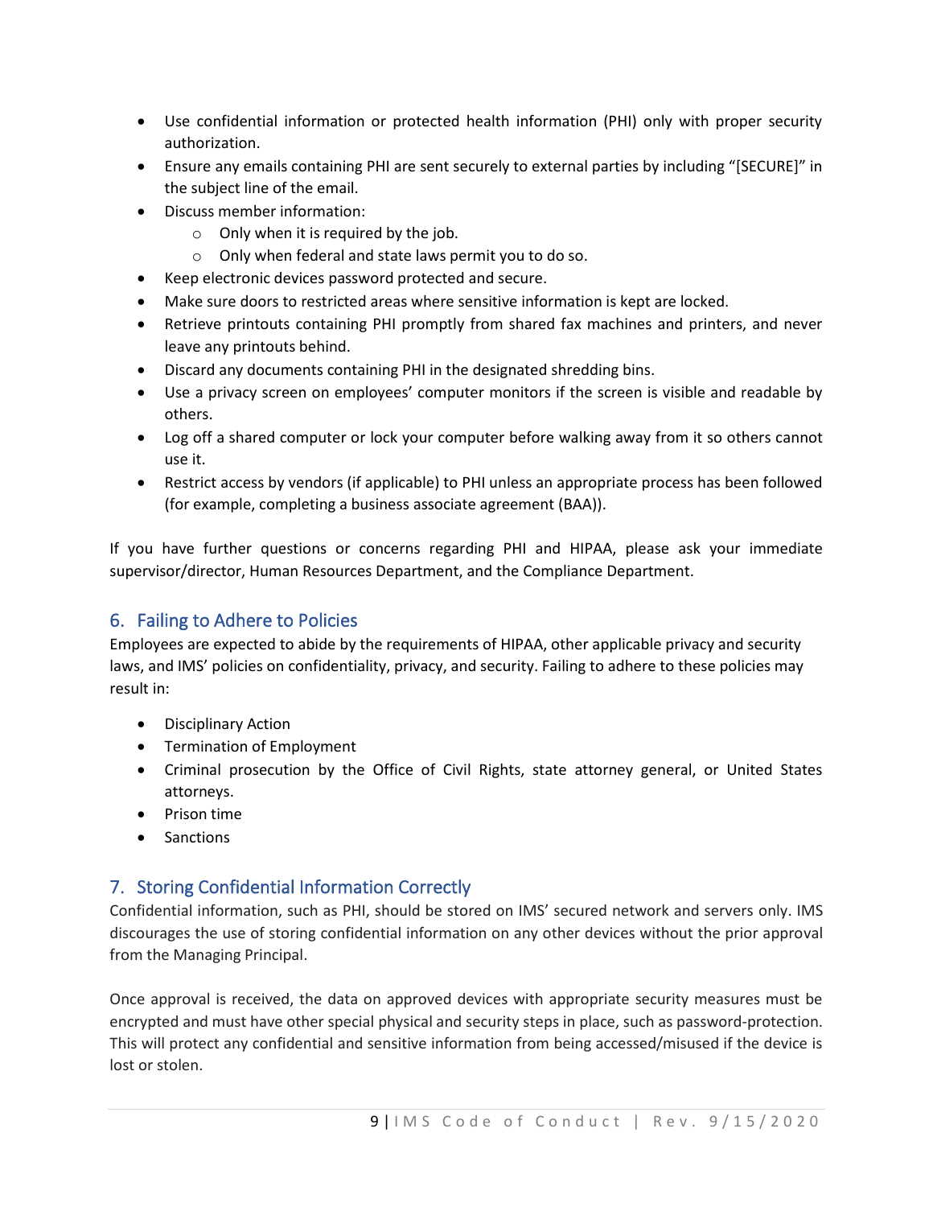- Use confidential information or protected health information (PHI) only with proper security authorization.
- Ensure any emails containing PHI are sent securely to external parties by including "[SECURE]" in the subject line of the email.
- Discuss member information:
  - Only when it is required by the job.
  - Only when federal and state laws permit you to do so.
- Keep electronic devices password protected and secure.
- Make sure doors to restricted areas where sensitive information is kept are locked.
- Retrieve printouts containing PHI promptly from shared fax machines and printers, and never leave any printouts behind.
- Discard any documents containing PHI in the designated shredding bins.
- Use a privacy screen on employees' computer monitors if the screen is visible and readable by others.
- Log off a shared computer or lock your computer before walking away from it so others cannot use it.
- Restrict access by vendors (if applicable) to PHI unless an appropriate process has been followed (for example, completing a business associate agreement (BAA)).

If you have further questions or concerns regarding PHI and HIPAA, please ask your immediate supervisor/director, Human Resources Department, and the Compliance Department.

## 6. Failing to Adhere to Policies

Employees are expected to abide by the requirements of HIPAA, other applicable privacy and security laws, and IMS' policies on confidentiality, privacy, and security. Failing to adhere to these policies may result in:

- Disciplinary Action
- Termination of Employment
- Criminal prosecution by the Office of Civil Rights, state attorney general, or United States attorneys.
- Prison time
- Sanctions

## 7. Storing Confidential Information Correctly

Confidential information, such as PHI, should be stored on IMS' secured network and servers only. IMS discourages the use of storing confidential information on any other devices without the prior approval from the Managing Principal.

Once approval is received, the data on approved devices with appropriate security measures must be encrypted and must have other special physical and security steps in place, such as password-protection. This will protect any confidential and sensitive information from being accessed/misused if the device is lost or stolen.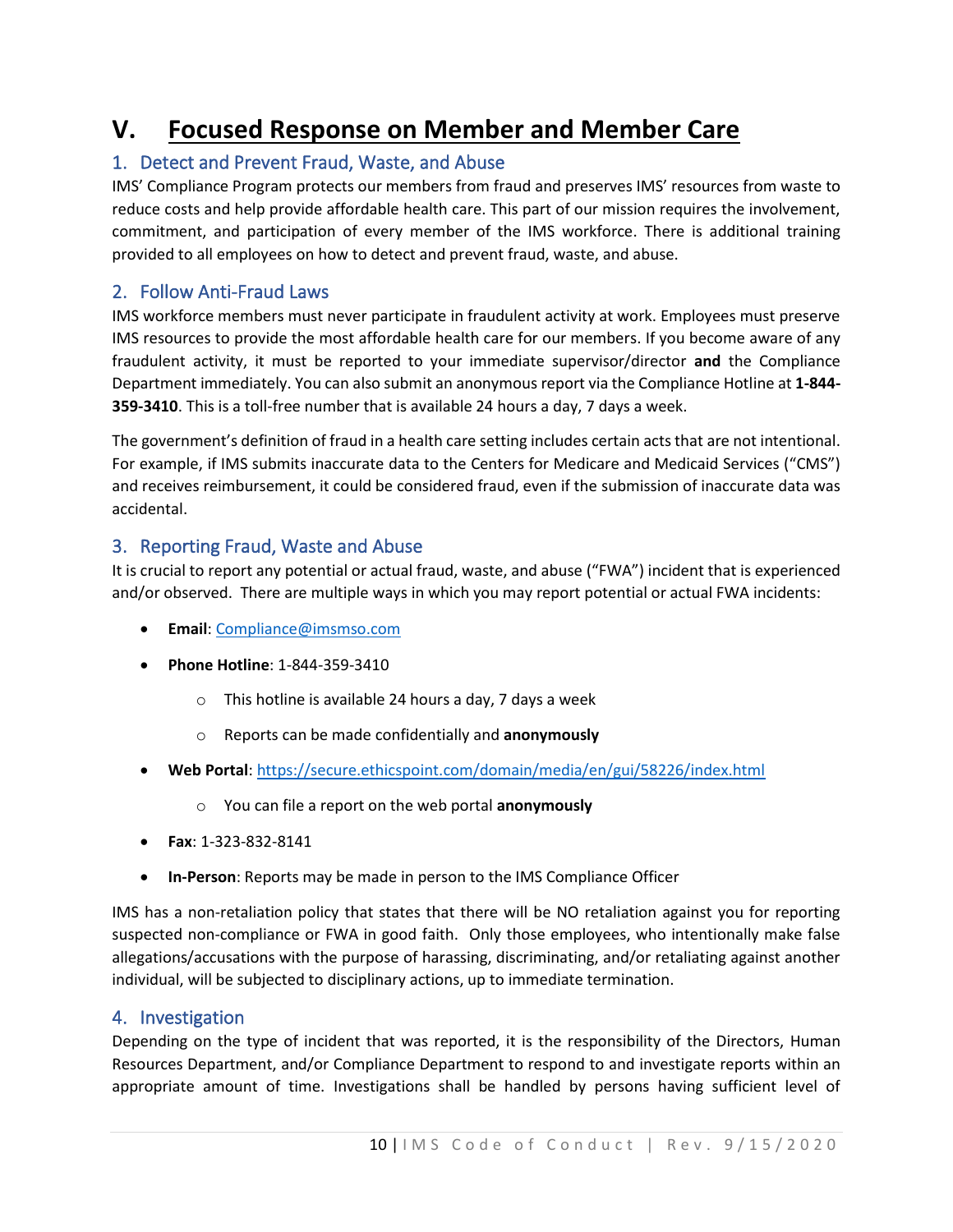# V. Focused Response on Member and Member Care

## 1. Detect and Prevent Fraud, Waste, and Abuse

IMS' Compliance Program protects our members from fraud and preserves IMS' resources from waste to reduce costs and help provide affordable health care. This part of our mission requires the involvement, commitment, and participation of every member of the IMS workforce. There is additional training provided to all employees on how to detect and prevent fraud, waste, and abuse.

## 2. Follow Anti-Fraud Laws

IMS workforce members must never participate in fraudulent activity at work. Employees must preserve IMS resources to provide the most affordable health care for our members. If you become aware of any fraudulent activity, it must be reported to your immediate supervisor/director **and** the Compliance Department immediately. You can also submit an anonymous report via the Compliance Hotline at **1-844-359-3410**. This is a toll-free number that is available 24 hours a day, 7 days a week.

The government's definition of fraud in a health care setting includes certain acts that are not intentional. For example, if IMS submits inaccurate data to the Centers for Medicare and Medicaid Services ("CMS") and receives reimbursement, it could be considered fraud, even if the submission of inaccurate data was accidental.

## 3. Reporting Fraud, Waste and Abuse

It is crucial to report any potential or actual fraud, waste, and abuse ("FWA") incident that is experienced and/or observed. There are multiple ways in which you may report potential or actual FWA incidents:

- **Email**: Compliance@imsmso.com
- **Phone Hotline**: 1-844-359-3410
  - This hotline is available 24 hours a day, 7 days a week
  - Reports can be made confidentially and **anonymously**
- **Web Portal**: https://secure.ethicspoint.com/domain/media/en/gui/58226/index.html
  - You can file a report on the web portal **anonymously**
- **Fax**: 1-323-832-8141
- **In-Person**: Reports may be made in person to the IMS Compliance Officer

IMS has a non-retaliation policy that states that there will be NO retaliation against you for reporting suspected non-compliance or FWA in good faith. Only those employees, who intentionally make false allegations/accusations with the purpose of harassing, discriminating, and/or retaliating against another individual, will be subjected to disciplinary actions, up to immediate termination.

## 4. Investigation

Depending on the type of incident that was reported, it is the responsibility of the Directors, Human Resources Department, and/or Compliance Department to respond to and investigate reports within an appropriate amount of time. Investigations shall be handled by persons having sufficient level of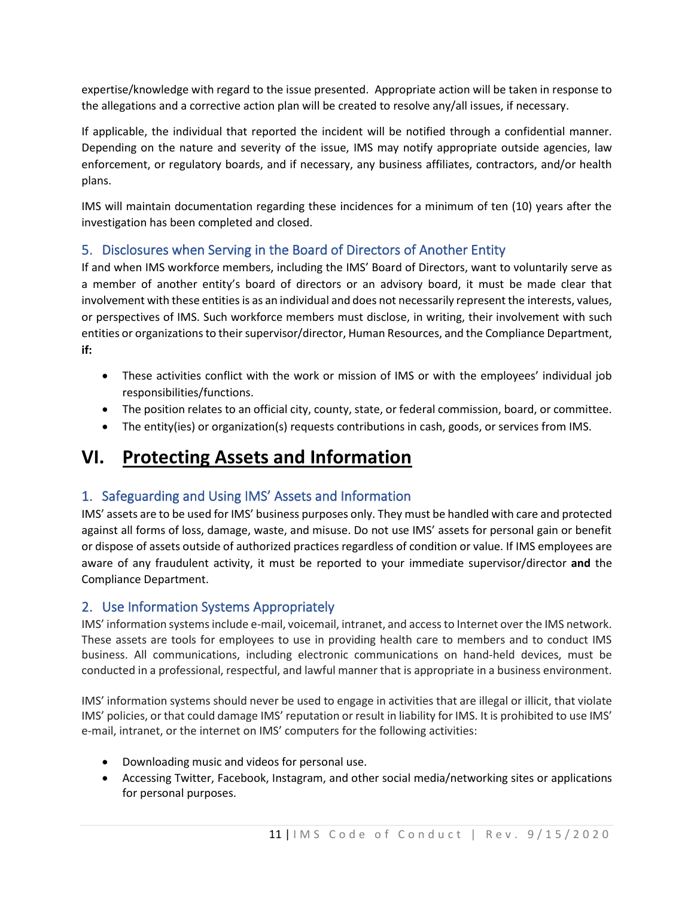expertise/knowledge with regard to the issue presented. Appropriate action will be taken in response to the allegations and a corrective action plan will be created to resolve any/all issues, if necessary.

If applicable, the individual that reported the incident will be notified through a confidential manner. Depending on the nature and severity of the issue, IMS may notify appropriate outside agencies, law enforcement, or regulatory boards, and if necessary, any business affiliates, contractors, and/or health plans.

IMS will maintain documentation regarding these incidences for a minimum of ten (10) years after the investigation has been completed and closed.

### 5. Disclosures when Serving in the Board of Directors of Another Entity

If and when IMS workforce members, including the IMS' Board of Directors, want to voluntarily serve as a member of another entity's board of directors or an advisory board, it must be made clear that involvement with these entities is as an individual and does not necessarily represent the interests, values, or perspectives of IMS. Such workforce members must disclose, in writing, their involvement with such entities or organizations to their supervisor/director, Human Resources, and the Compliance Department, **if:**

- These activities conflict with the work or mission of IMS or with the employees' individual job responsibilities/functions.
- The position relates to an official city, county, state, or federal commission, board, or committee.
- The entity(ies) or organization(s) requests contributions in cash, goods, or services from IMS.

## VI. Protecting Assets and Information

### 1. Safeguarding and Using IMS' Assets and Information

IMS' assets are to be used for IMS' business purposes only. They must be handled with care and protected against all forms of loss, damage, waste, and misuse. Do not use IMS' assets for personal gain or benefit or dispose of assets outside of authorized practices regardless of condition or value. If IMS employees are aware of any fraudulent activity, it must be reported to your immediate supervisor/director **and** the Compliance Department.

### 2. Use Information Systems Appropriately

IMS' information systems include e-mail, voicemail, intranet, and access to Internet over the IMS network. These assets are tools for employees to use in providing health care to members and to conduct IMS business. All communications, including electronic communications on hand-held devices, must be conducted in a professional, respectful, and lawful manner that is appropriate in a business environment.

IMS' information systems should never be used to engage in activities that are illegal or illicit, that violate IMS' policies, or that could damage IMS' reputation or result in liability for IMS. It is prohibited to use IMS' e-mail, intranet, or the internet on IMS' computers for the following activities:

- Downloading music and videos for personal use.
- Accessing Twitter, Facebook, Instagram, and other social media/networking sites or applications for personal purposes.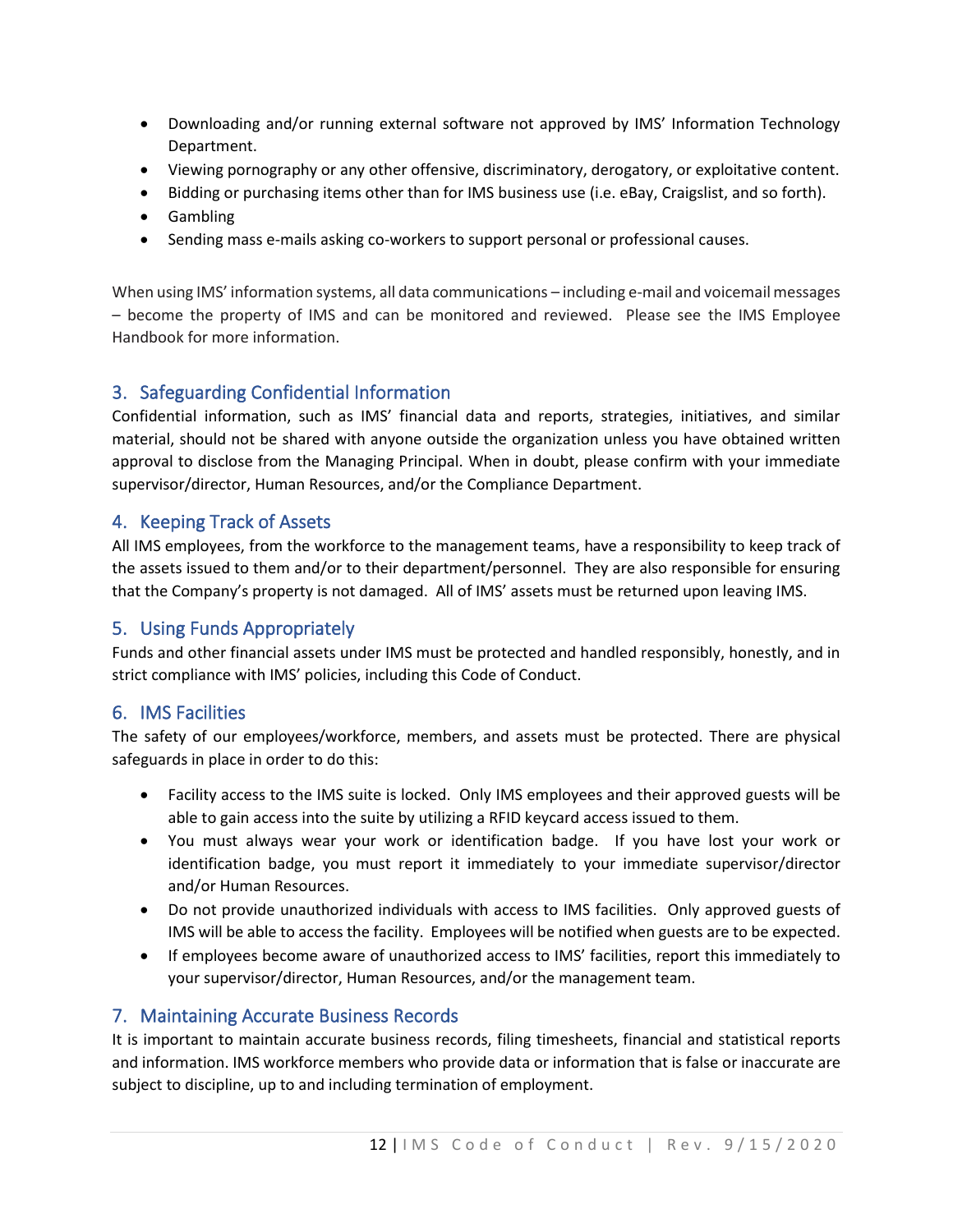- Downloading and/or running external software not approved by IMS' Information Technology Department.
- Viewing pornography or any other offensive, discriminatory, derogatory, or exploitative content.
- Bidding or purchasing items other than for IMS business use (i.e. eBay, Craigslist, and so forth).
- Gambling
- Sending mass e-mails asking co-workers to support personal or professional causes.

When using IMS' information systems, all data communications – including e-mail and voicemail messages – become the property of IMS and can be monitored and reviewed. Please see the IMS Employee Handbook for more information.

## 3. Safeguarding Confidential Information

Confidential information, such as IMS' financial data and reports, strategies, initiatives, and similar material, should not be shared with anyone outside the organization unless you have obtained written approval to disclose from the Managing Principal. When in doubt, please confirm with your immediate supervisor/director, Human Resources, and/or the Compliance Department.

## 4. Keeping Track of Assets

All IMS employees, from the workforce to the management teams, have a responsibility to keep track of the assets issued to them and/or to their department/personnel. They are also responsible for ensuring that the Company's property is not damaged. All of IMS' assets must be returned upon leaving IMS.

## 5. Using Funds Appropriately

Funds and other financial assets under IMS must be protected and handled responsibly, honestly, and in strict compliance with IMS' policies, including this Code of Conduct.

## 6. IMS Facilities

The safety of our employees/workforce, members, and assets must be protected. There are physical safeguards in place in order to do this:

- Facility access to the IMS suite is locked. Only IMS employees and their approved guests will be able to gain access into the suite by utilizing a RFID keycard access issued to them.
- You must always wear your work or identification badge. If you have lost your work or identification badge, you must report it immediately to your immediate supervisor/director and/or Human Resources.
- Do not provide unauthorized individuals with access to IMS facilities. Only approved guests of IMS will be able to access the facility. Employees will be notified when guests are to be expected.
- If employees become aware of unauthorized access to IMS' facilities, report this immediately to your supervisor/director, Human Resources, and/or the management team.

## 7. Maintaining Accurate Business Records

It is important to maintain accurate business records, filing timesheets, financial and statistical reports and information. IMS workforce members who provide data or information that is false or inaccurate are subject to discipline, up to and including termination of employment.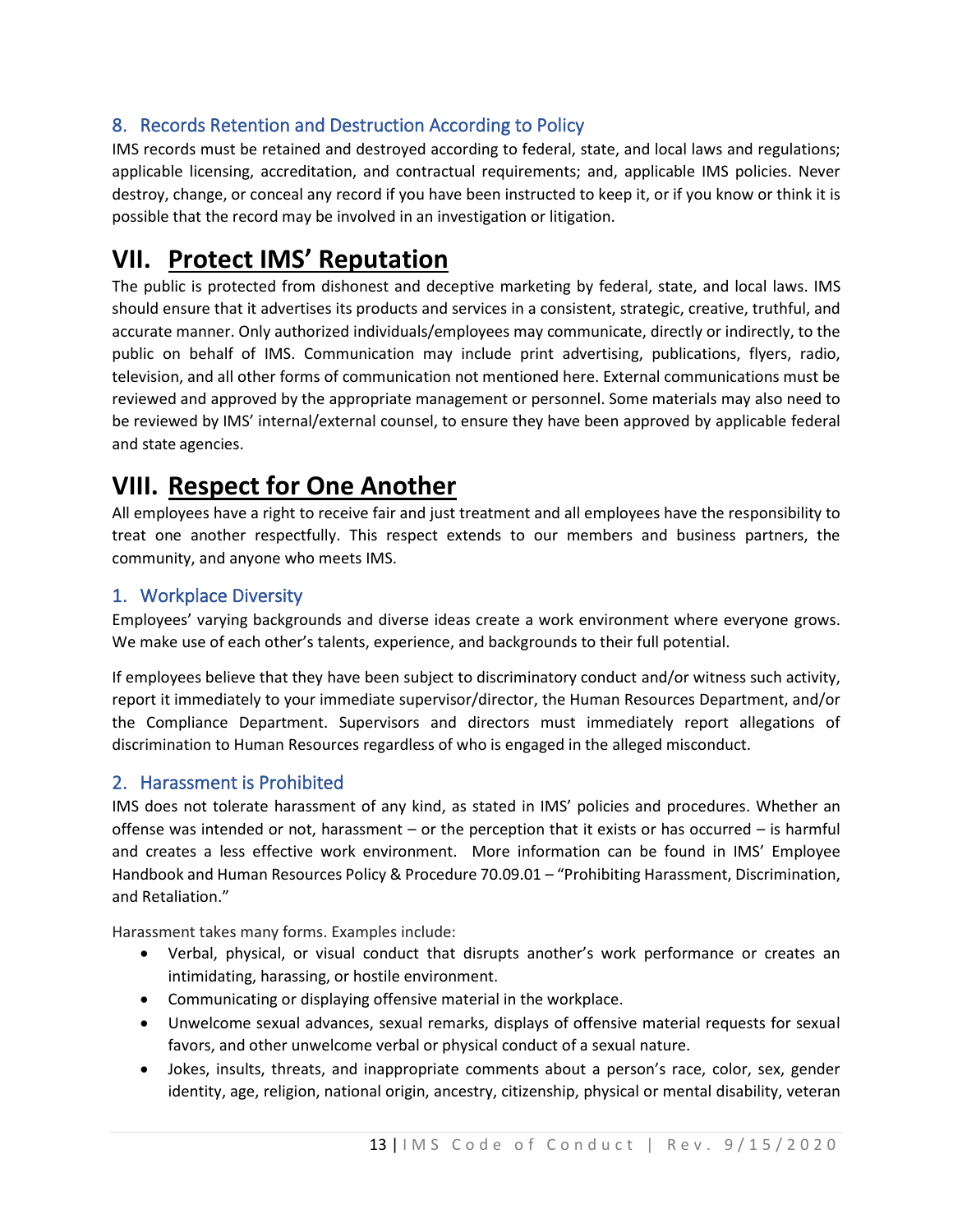### 8. Records Retention and Destruction According to Policy

IMS records must be retained and destroyed according to federal, state, and local laws and regulations; applicable licensing, accreditation, and contractual requirements; and, applicable IMS policies. Never destroy, change, or conceal any record if you have been instructed to keep it, or if you know or think it is possible that the record may be involved in an investigation or litigation.

# VII. <u>Protect IMS' Reputation</u>

The public is protected from dishonest and deceptive marketing by federal, state, and local laws. IMS should ensure that it advertises its products and services in a consistent, strategic, creative, truthful, and accurate manner. Only authorized individuals/employees may communicate, directly or indirectly, to the public on behalf of IMS. Communication may include print advertising, publications, flyers, radio, television, and all other forms of communication not mentioned here. External communications must be reviewed and approved by the appropriate management or personnel. Some materials may also need to be reviewed by IMS' internal/external counsel, to ensure they have been approved by applicable federal and state agencies.

# VIII. <u>Respect for One Another</u>

All employees have a right to receive fair and just treatment and all employees have the responsibility to treat one another respectfully. This respect extends to our members and business partners, the community, and anyone who meets IMS.

### 1. Workplace Diversity

Employees' varying backgrounds and diverse ideas create a work environment where everyone grows. We make use of each other's talents, experience, and backgrounds to their full potential.

If employees believe that they have been subject to discriminatory conduct and/or witness such activity, report it immediately to your immediate supervisor/director, the Human Resources Department, and/or the Compliance Department. Supervisors and directors must immediately report allegations of discrimination to Human Resources regardless of who is engaged in the alleged misconduct.

### 2. Harassment is Prohibited

IMS does not tolerate harassment of any kind, as stated in IMS' policies and procedures. Whether an offense was intended or not, harassment – or the perception that it exists or has occurred – is harmful and creates a less effective work environment. More information can be found in IMS' Employee Handbook and Human Resources Policy & Procedure 70.09.01 – "Prohibiting Harassment, Discrimination, and Retaliation."

Harassment takes many forms. Examples include:

- Verbal, physical, or visual conduct that disrupts another's work performance or creates an intimidating, harassing, or hostile environment.
- Communicating or displaying offensive material in the workplace.
- Unwelcome sexual advances, sexual remarks, displays of offensive material requests for sexual favors, and other unwelcome verbal or physical conduct of a sexual nature.
- Jokes, insults, threats, and inappropriate comments about a person's race, color, sex, gender identity, age, religion, national origin, ancestry, citizenship, physical or mental disability, veteran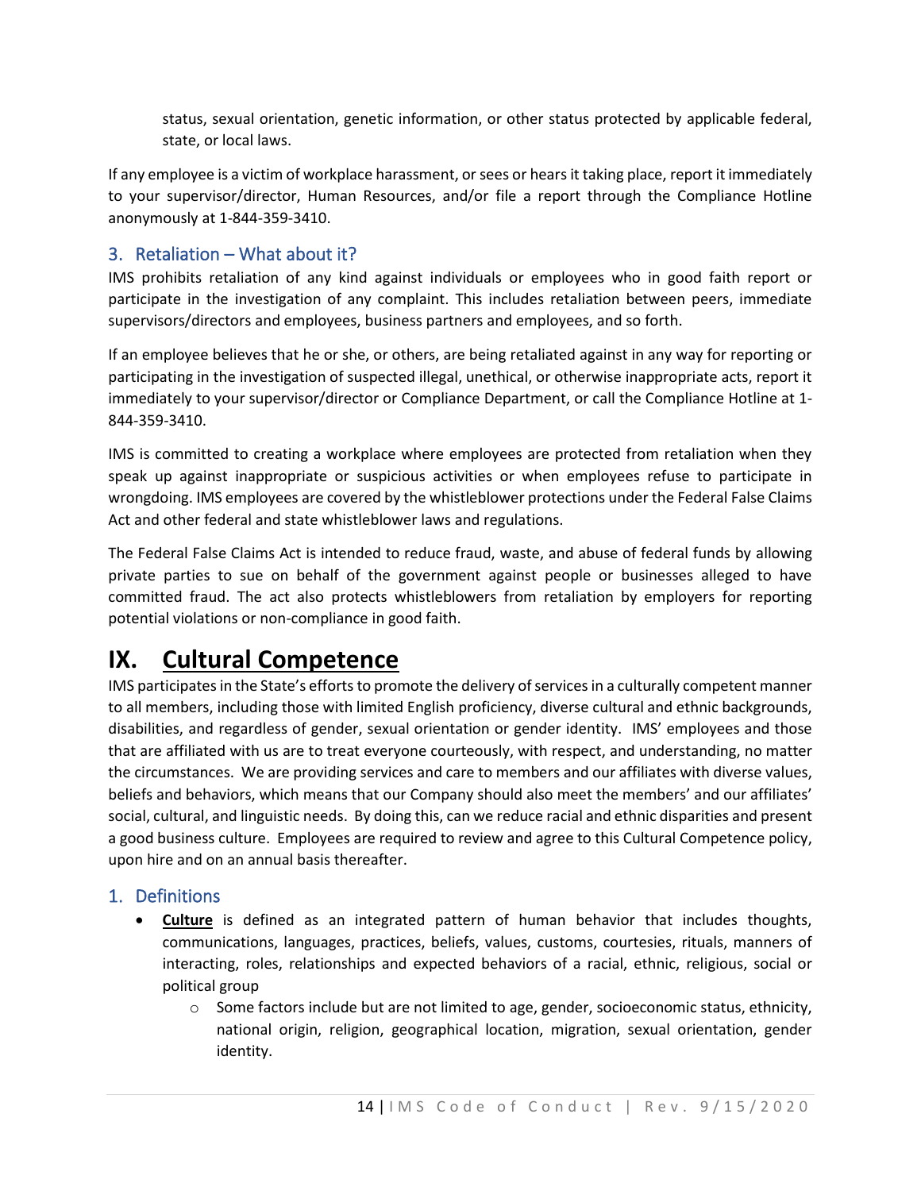status, sexual orientation, genetic information, or other status protected by applicable federal, state, or local laws.

If any employee is a victim of workplace harassment, or sees or hears it taking place, report it immediately to your supervisor/director, Human Resources, and/or file a report through the Compliance Hotline anonymously at 1-844-359-3410.

### 3. Retaliation – What about it?

IMS prohibits retaliation of any kind against individuals or employees who in good faith report or participate in the investigation of any complaint. This includes retaliation between peers, immediate supervisors/directors and employees, business partners and employees, and so forth.

If an employee believes that he or she, or others, are being retaliated against in any way for reporting or participating in the investigation of suspected illegal, unethical, or otherwise inappropriate acts, report it immediately to your supervisor/director or Compliance Department, or call the Compliance Hotline at 1-844-359-3410.

IMS is committed to creating a workplace where employees are protected from retaliation when they speak up against inappropriate or suspicious activities or when employees refuse to participate in wrongdoing. IMS employees are covered by the whistleblower protections under the Federal False Claims Act and other federal and state whistleblower laws and regulations.

The Federal False Claims Act is intended to reduce fraud, waste, and abuse of federal funds by allowing private parties to sue on behalf of the government against people or businesses alleged to have committed fraud. The act also protects whistleblowers from retaliation by employers for reporting potential violations or non-compliance in good faith.

# IX. Cultural Competence

IMS participates in the State's efforts to promote the delivery of services in a culturally competent manner to all members, including those with limited English proficiency, diverse cultural and ethnic backgrounds, disabilities, and regardless of gender, sexual orientation or gender identity. IMS' employees and those that are affiliated with us are to treat everyone courteously, with respect, and understanding, no matter the circumstances. We are providing services and care to members and our affiliates with diverse values, beliefs and behaviors, which means that our Company should also meet the members' and our affiliates' social, cultural, and linguistic needs. By doing this, can we reduce racial and ethnic disparities and present a good business culture. Employees are required to review and agree to this Cultural Competence policy, upon hire and on an annual basis thereafter.

### 1. Definitions

- **Culture** is defined as an integrated pattern of human behavior that includes thoughts, communications, languages, practices, beliefs, values, customs, courtesies, rituals, manners of interacting, roles, relationships and expected behaviors of a racial, ethnic, religious, social or political group
  - Some factors include but are not limited to age, gender, socioeconomic status, ethnicity, national origin, religion, geographical location, migration, sexual orientation, gender identity.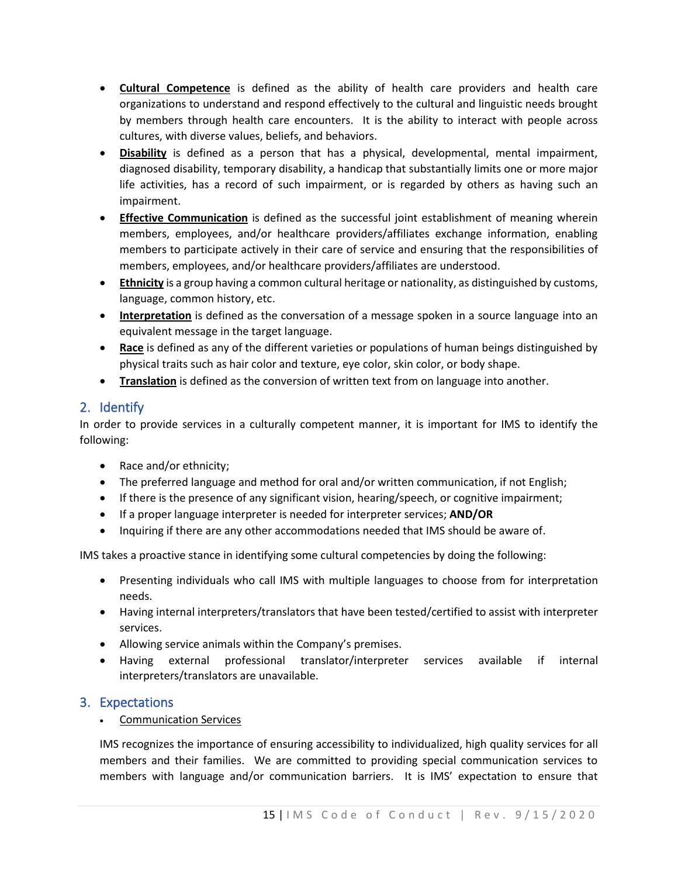- **<u>Cultural Competence</u>** is defined as the ability of health care providers and health care organizations to understand and respond effectively to the cultural and linguistic needs brought by members through health care encounters. It is the ability to interact with people across cultures, with diverse values, beliefs, and behaviors.
- **<u>Disability</u>** is defined as a person that has a physical, developmental, mental impairment, diagnosed disability, temporary disability, a handicap that substantially limits one or more major life activities, has a record of such impairment, or is regarded by others as having such an impairment.
- **<u>Effective Communication</u>** is defined as the successful joint establishment of meaning wherein members, employees, and/or healthcare providers/affiliates exchange information, enabling members to participate actively in their care of service and ensuring that the responsibilities of members, employees, and/or healthcare providers/affiliates are understood.
- **<u>Ethnicity</u>** is a group having a common cultural heritage or nationality, as distinguished by customs, language, common history, etc.
- **<u>Interpretation</u>** is defined as the conversation of a message spoken in a source language into an equivalent message in the target language.
- **<u>Race</u>** is defined as any of the different varieties or populations of human beings distinguished by physical traits such as hair color and texture, eye color, skin color, or body shape.
- **<u>Translation</u>** is defined as the conversion of written text from on language into another.

## 2. Identify

In order to provide services in a culturally competent manner, it is important for IMS to identify the following:

- Race and/or ethnicity;
- The preferred language and method for oral and/or written communication, if not English;
- If there is the presence of any significant vision, hearing/speech, or cognitive impairment;
- If a proper language interpreter is needed for interpreter services; **AND/OR**
- Inquiring if there are any other accommodations needed that IMS should be aware of.

IMS takes a proactive stance in identifying some cultural competencies by doing the following:

- Presenting individuals who call IMS with multiple languages to choose from for interpretation needs.
- Having internal interpreters/translators that have been tested/certified to assist with interpreter services.
- Allowing service animals within the Company's premises.
- Having external professional translator/interpreter services available if internal interpreters/translators are unavailable.

## 3. Expectations

- <u>Communication Services</u>

IMS recognizes the importance of ensuring accessibility to individualized, high quality services for all members and their families. We are committed to providing special communication services to members with language and/or communication barriers. It is IMS' expectation to ensure that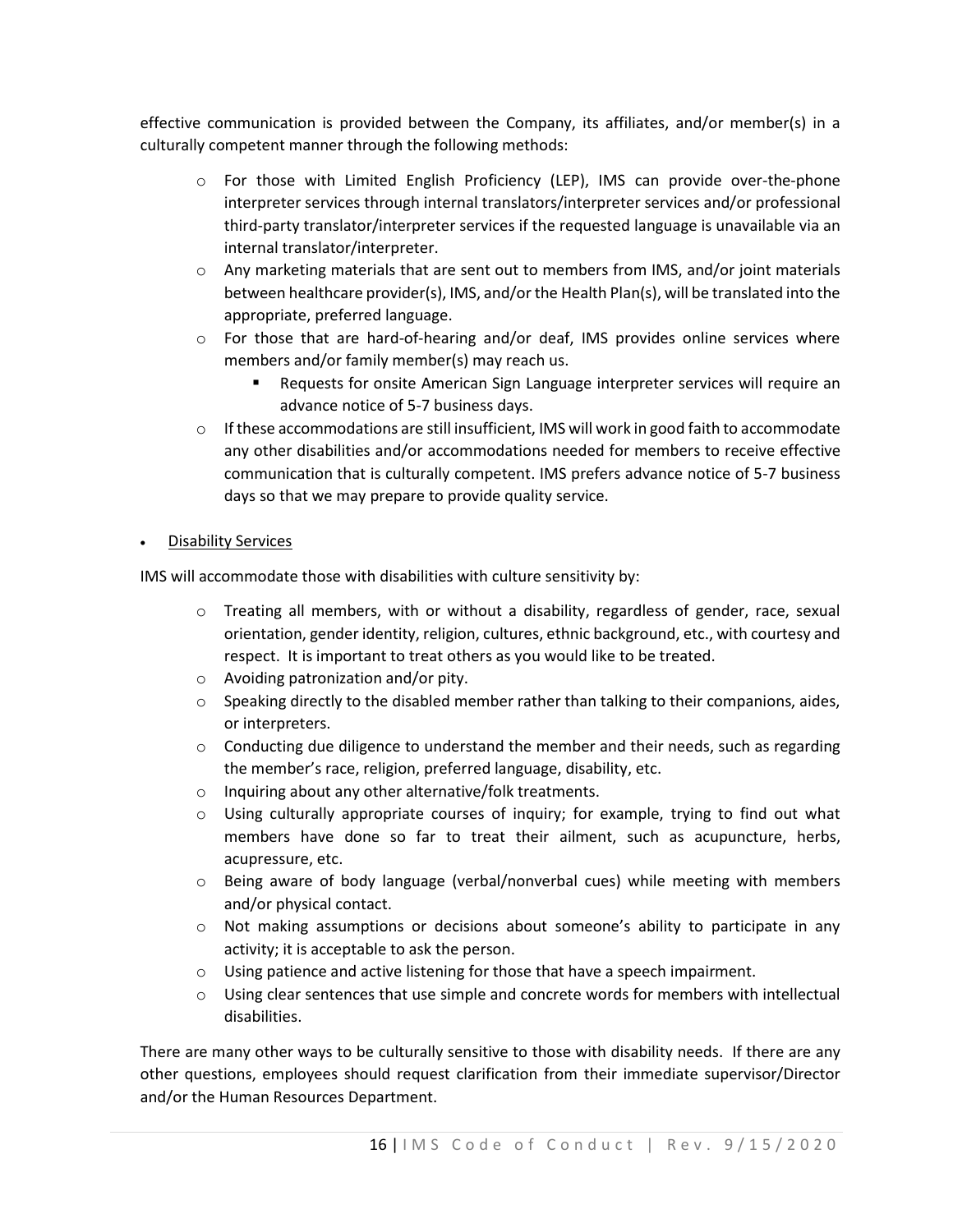effective communication is provided between the Company, its affiliates, and/or member(s) in a culturally competent manner through the following methods:

- For those with Limited English Proficiency (LEP), IMS can provide over-the-phone interpreter services through internal translators/interpreter services and/or professional third-party translator/interpreter services if the requested language is unavailable via an internal translator/interpreter.
- Any marketing materials that are sent out to members from IMS, and/or joint materials between healthcare provider(s), IMS, and/or the Health Plan(s), will be translated into the appropriate, preferred language.
- For those that are hard-of-hearing and/or deaf, IMS provides online services where members and/or family member(s) may reach us.
  - Requests for onsite American Sign Language interpreter services will require an advance notice of 5-7 business days.
- If these accommodations are still insufficient, IMS will work in good faith to accommodate any other disabilities and/or accommodations needed for members to receive effective communication that is culturally competent. IMS prefers advance notice of 5-7 business days so that we may prepare to provide quality service.

- <u>Disability Services</u>

IMS will accommodate those with disabilities with culture sensitivity by:

- Treating all members, with or without a disability, regardless of gender, race, sexual orientation, gender identity, religion, cultures, ethnic background, etc., with courtesy and respect. It is important to treat others as you would like to be treated.
- Avoiding patronization and/or pity.
- Speaking directly to the disabled member rather than talking to their companions, aides, or interpreters.
- Conducting due diligence to understand the member and their needs, such as regarding the member's race, religion, preferred language, disability, etc.
- Inquiring about any other alternative/folk treatments.
- Using culturally appropriate courses of inquiry; for example, trying to find out what members have done so far to treat their ailment, such as acupuncture, herbs, acupressure, etc.
- Being aware of body language (verbal/nonverbal cues) while meeting with members and/or physical contact.
- Not making assumptions or decisions about someone's ability to participate in any activity; it is acceptable to ask the person.
- Using patience and active listening for those that have a speech impairment.
- Using clear sentences that use simple and concrete words for members with intellectual disabilities.

There are many other ways to be culturally sensitive to those with disability needs. If there are any other questions, employees should request clarification from their immediate supervisor/Director and/or the Human Resources Department.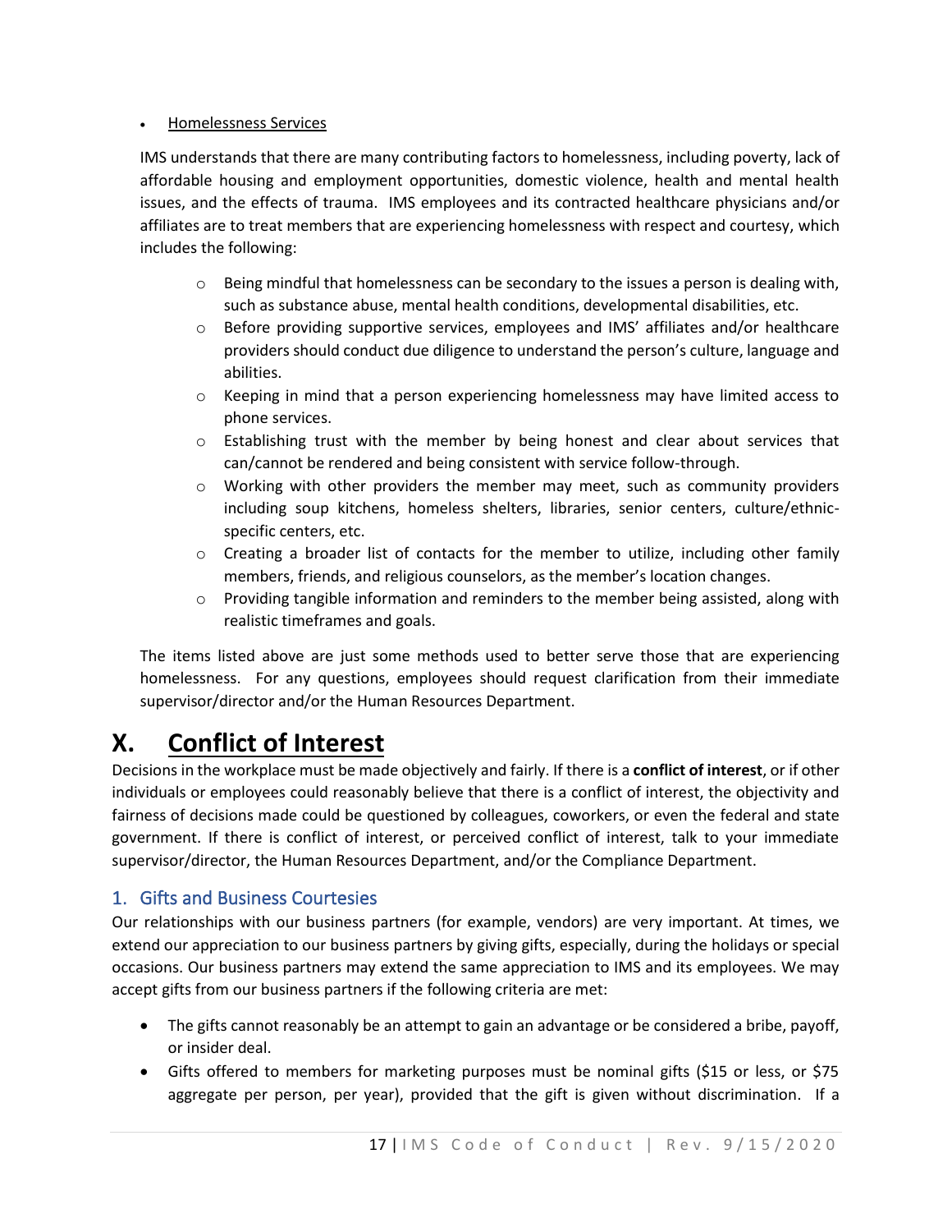- Homelessness Services

IMS understands that there are many contributing factors to homelessness, including poverty, lack of affordable housing and employment opportunities, domestic violence, health and mental health issues, and the effects of trauma. IMS employees and its contracted healthcare physicians and/or affiliates are to treat members that are experiencing homelessness with respect and courtesy, which includes the following:

  - Being mindful that homelessness can be secondary to the issues a person is dealing with, such as substance abuse, mental health conditions, developmental disabilities, etc.
  - Before providing supportive services, employees and IMS' affiliates and/or healthcare providers should conduct due diligence to understand the person's culture, language and abilities.
  - Keeping in mind that a person experiencing homelessness may have limited access to phone services.
  - Establishing trust with the member by being honest and clear about services that can/cannot be rendered and being consistent with service follow-through.
  - Working with other providers the member may meet, such as community providers including soup kitchens, homeless shelters, libraries, senior centers, culture/ethnic-specific centers, etc.
  - Creating a broader list of contacts for the member to utilize, including other family members, friends, and religious counselors, as the member's location changes.
  - Providing tangible information and reminders to the member being assisted, along with realistic timeframes and goals.

The items listed above are just some methods used to better serve those that are experiencing homelessness. For any questions, employees should request clarification from their immediate supervisor/director and/or the Human Resources Department.

# X. Conflict of Interest

Decisions in the workplace must be made objectively and fairly. If there is a **conflict of interest**, or if other individuals or employees could reasonably believe that there is a conflict of interest, the objectivity and fairness of decisions made could be questioned by colleagues, coworkers, or even the federal and state government. If there is conflict of interest, or perceived conflict of interest, talk to your immediate supervisor/director, the Human Resources Department, and/or the Compliance Department.

## 1. Gifts and Business Courtesies

Our relationships with our business partners (for example, vendors) are very important. At times, we extend our appreciation to our business partners by giving gifts, especially, during the holidays or special occasions. Our business partners may extend the same appreciation to IMS and its employees. We may accept gifts from our business partners if the following criteria are met:

- The gifts cannot reasonably be an attempt to gain an advantage or be considered a bribe, payoff, or insider deal.
- Gifts offered to members for marketing purposes must be nominal gifts ($15 or less, or $75 aggregate per person, per year), provided that the gift is given without discrimination. If a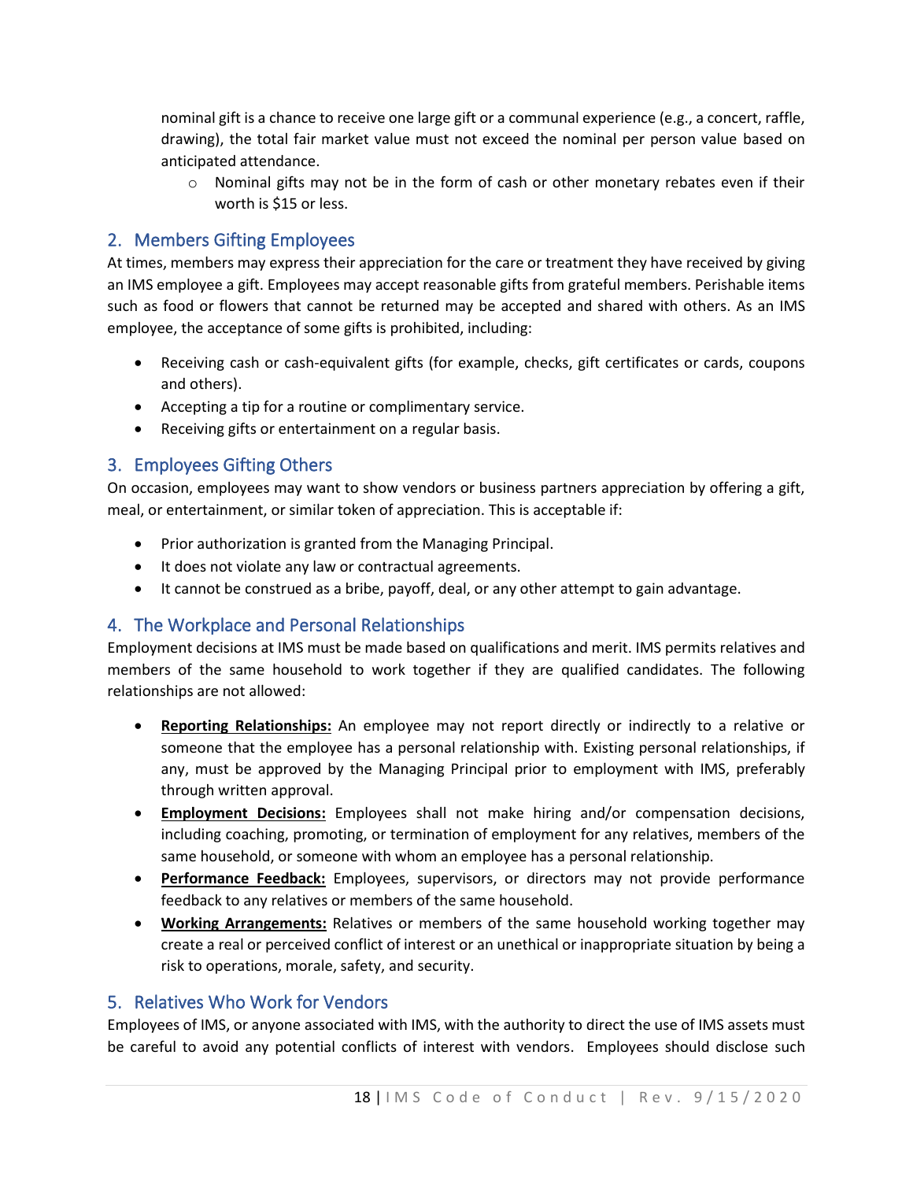nominal gift is a chance to receive one large gift or a communal experience (e.g., a concert, raffle, drawing), the total fair market value must not exceed the nominal per person value based on anticipated attendance.

  - Nominal gifts may not be in the form of cash or other monetary rebates even if their worth is $15 or less.

## 2. Members Gifting Employees

At times, members may express their appreciation for the care or treatment they have received by giving an IMS employee a gift. Employees may accept reasonable gifts from grateful members. Perishable items such as food or flowers that cannot be returned may be accepted and shared with others. As an IMS employee, the acceptance of some gifts is prohibited, including:

- Receiving cash or cash-equivalent gifts (for example, checks, gift certificates or cards, coupons and others).
- Accepting a tip for a routine or complimentary service.
- Receiving gifts or entertainment on a regular basis.

## 3. Employees Gifting Others

On occasion, employees may want to show vendors or business partners appreciation by offering a gift, meal, or entertainment, or similar token of appreciation. This is acceptable if:

- Prior authorization is granted from the Managing Principal.
- It does not violate any law or contractual agreements.
- It cannot be construed as a bribe, payoff, deal, or any other attempt to gain advantage.

## 4. The Workplace and Personal Relationships

Employment decisions at IMS must be made based on qualifications and merit. IMS permits relatives and members of the same household to work together if they are qualified candidates. The following relationships are not allowed:

- **Reporting Relationships:** An employee may not report directly or indirectly to a relative or someone that the employee has a personal relationship with. Existing personal relationships, if any, must be approved by the Managing Principal prior to employment with IMS, preferably through written approval.
- **Employment Decisions:** Employees shall not make hiring and/or compensation decisions, including coaching, promoting, or termination of employment for any relatives, members of the same household, or someone with whom an employee has a personal relationship.
- **Performance Feedback:** Employees, supervisors, or directors may not provide performance feedback to any relatives or members of the same household.
- **Working Arrangements:** Relatives or members of the same household working together may create a real or perceived conflict of interest or an unethical or inappropriate situation by being a risk to operations, morale, safety, and security.

## 5. Relatives Who Work for Vendors

Employees of IMS, or anyone associated with IMS, with the authority to direct the use of IMS assets must be careful to avoid any potential conflicts of interest with vendors. Employees should disclose such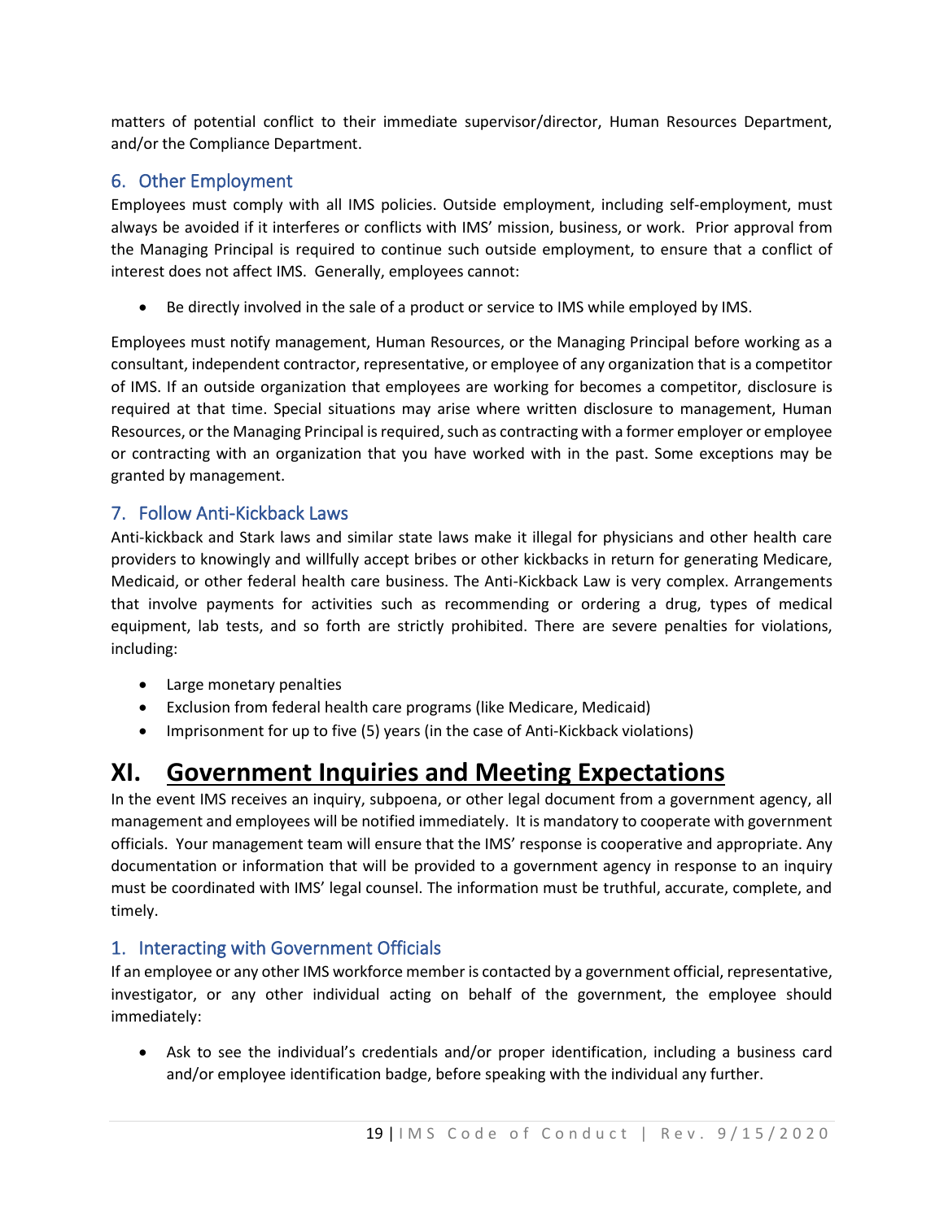matters of potential conflict to their immediate supervisor/director, Human Resources Department, and/or the Compliance Department.

### 6. Other Employment

Employees must comply with all IMS policies. Outside employment, including self-employment, must always be avoided if it interferes or conflicts with IMS' mission, business, or work. Prior approval from the Managing Principal is required to continue such outside employment, to ensure that a conflict of interest does not affect IMS. Generally, employees cannot:

- Be directly involved in the sale of a product or service to IMS while employed by IMS.

Employees must notify management, Human Resources, or the Managing Principal before working as a consultant, independent contractor, representative, or employee of any organization that is a competitor of IMS. If an outside organization that employees are working for becomes a competitor, disclosure is required at that time. Special situations may arise where written disclosure to management, Human Resources, or the Managing Principal is required, such as contracting with a former employer or employee or contracting with an organization that you have worked with in the past. Some exceptions may be granted by management.

### 7. Follow Anti-Kickback Laws

Anti-kickback and Stark laws and similar state laws make it illegal for physicians and other health care providers to knowingly and willfully accept bribes or other kickbacks in return for generating Medicare, Medicaid, or other federal health care business. The Anti-Kickback Law is very complex. Arrangements that involve payments for activities such as recommending or ordering a drug, types of medical equipment, lab tests, and so forth are strictly prohibited. There are severe penalties for violations, including:

- Large monetary penalties
- Exclusion from federal health care programs (like Medicare, Medicaid)
- Imprisonment for up to five (5) years (in the case of Anti-Kickback violations)

# XI. Government Inquiries and Meeting Expectations

In the event IMS receives an inquiry, subpoena, or other legal document from a government agency, all management and employees will be notified immediately. It is mandatory to cooperate with government officials. Your management team will ensure that the IMS' response is cooperative and appropriate. Any documentation or information that will be provided to a government agency in response to an inquiry must be coordinated with IMS' legal counsel. The information must be truthful, accurate, complete, and timely.

### 1. Interacting with Government Officials

If an employee or any other IMS workforce member is contacted by a government official, representative, investigator, or any other individual acting on behalf of the government, the employee should immediately:

- Ask to see the individual's credentials and/or proper identification, including a business card and/or employee identification badge, before speaking with the individual any further.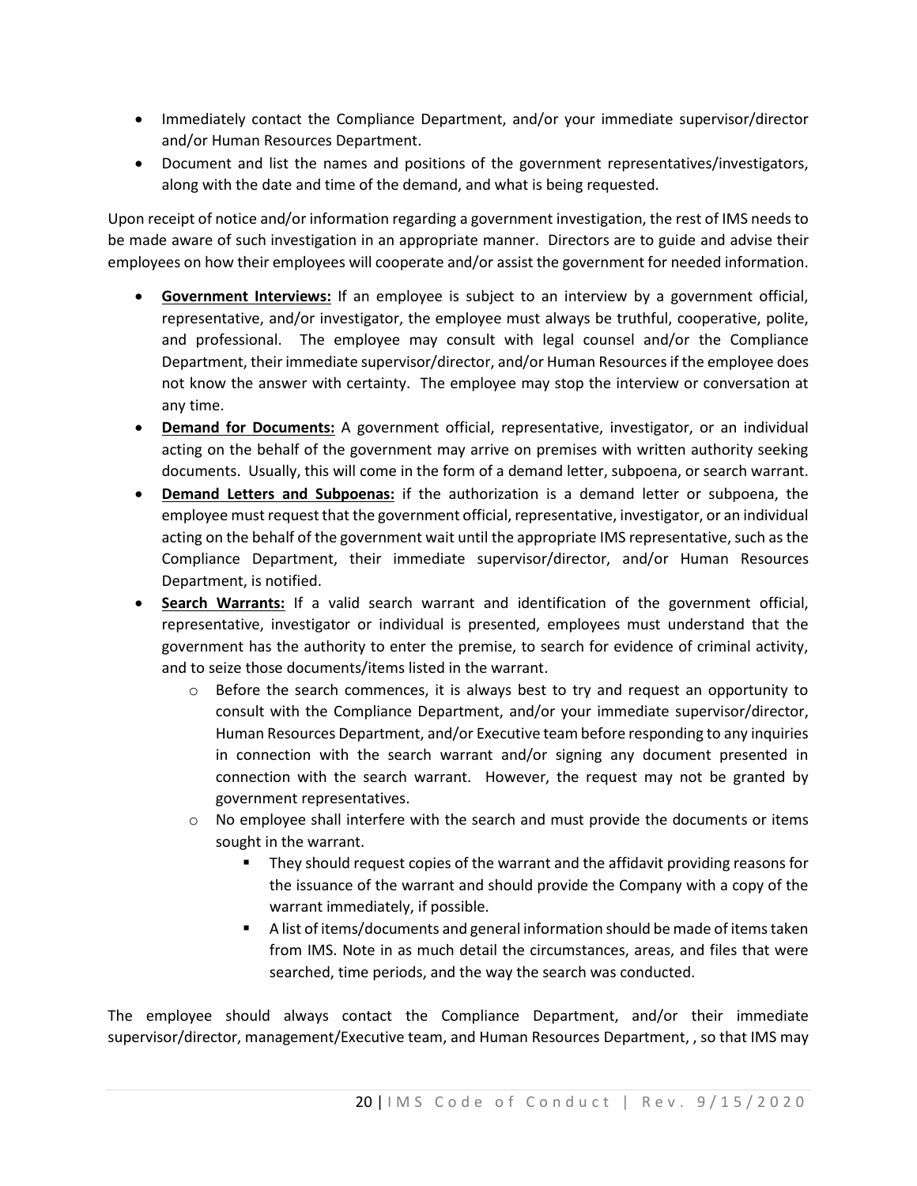- Immediately contact the Compliance Department, and/or your immediate supervisor/director and/or Human Resources Department.
- Document and list the names and positions of the government representatives/investigators, along with the date and time of the demand, and what is being requested.

Upon receipt of notice and/or information regarding a government investigation, the rest of IMS needs to be made aware of such investigation in an appropriate manner. Directors are to guide and advise their employees on how their employees will cooperate and/or assist the government for needed information.

- **<u>Government Interviews:</u>** If an employee is subject to an interview by a government official, representative, and/or investigator, the employee must always be truthful, cooperative, polite, and professional. The employee may consult with legal counsel and/or the Compliance Department, their immediate supervisor/director, and/or Human Resources if the employee does not know the answer with certainty. The employee may stop the interview or conversation at any time.
- **<u>Demand for Documents:</u>** A government official, representative, investigator, or an individual acting on the behalf of the government may arrive on premises with written authority seeking documents. Usually, this will come in the form of a demand letter, subpoena, or search warrant.
- **<u>Demand Letters and Subpoenas:</u>** if the authorization is a demand letter or subpoena, the employee must request that the government official, representative, investigator, or an individual acting on the behalf of the government wait until the appropriate IMS representative, such as the Compliance Department, their immediate supervisor/director, and/or Human Resources Department, is notified.
- **<u>Search Warrants:</u>** If a valid search warrant and identification of the government official, representative, investigator or individual is presented, employees must understand that the government has the authority to enter the premise, to search for evidence of criminal activity, and to seize those documents/items listed in the warrant.
  - Before the search commences, it is always best to try and request an opportunity to consult with the Compliance Department, and/or your immediate supervisor/director, Human Resources Department, and/or Executive team before responding to any inquiries in connection with the search warrant and/or signing any document presented in connection with the search warrant. However, the request may not be granted by government representatives.
  - No employee shall interfere with the search and must provide the documents or items sought in the warrant.
    - They should request copies of the warrant and the affidavit providing reasons for the issuance of the warrant and should provide the Company with a copy of the warrant immediately, if possible.
    - A list of items/documents and general information should be made of items taken from IMS. Note in as much detail the circumstances, areas, and files that were searched, time periods, and the way the search was conducted.

The employee should always contact the Compliance Department, and/or their immediate supervisor/director, management/Executive team, and Human Resources Department, , so that IMS may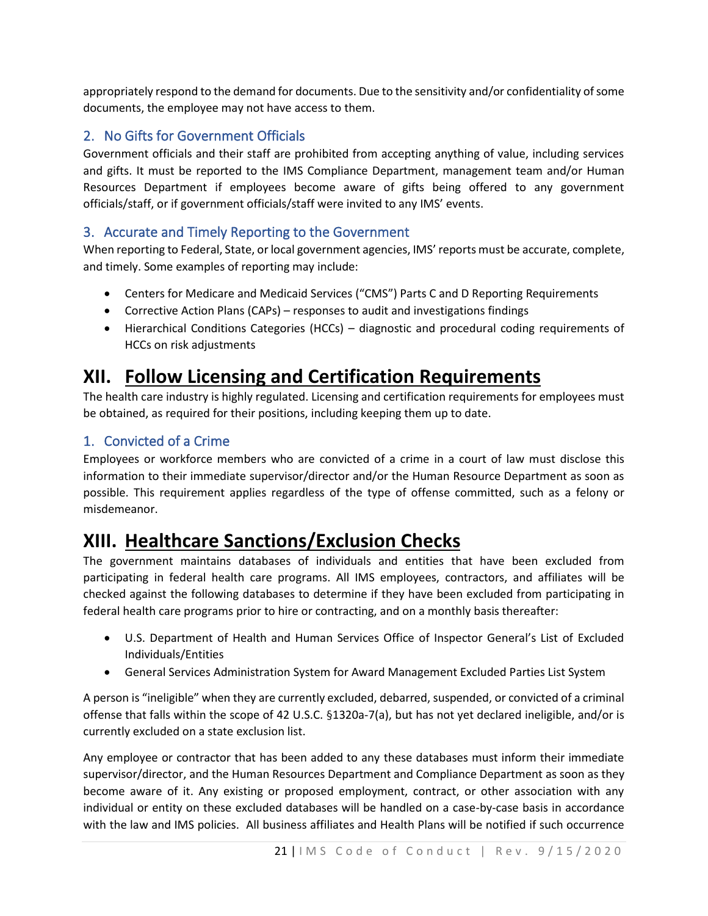appropriately respond to the demand for documents. Due to the sensitivity and/or confidentiality of some documents, the employee may not have access to them.

### 2. No Gifts for Government Officials

Government officials and their staff are prohibited from accepting anything of value, including services and gifts. It must be reported to the IMS Compliance Department, management team and/or Human Resources Department if employees become aware of gifts being offered to any government officials/staff, or if government officials/staff were invited to any IMS' events.

### 3. Accurate and Timely Reporting to the Government

When reporting to Federal, State, or local government agencies, IMS' reports must be accurate, complete, and timely. Some examples of reporting may include:

- Centers for Medicare and Medicaid Services ("CMS") Parts C and D Reporting Requirements
- Corrective Action Plans (CAPs) – responses to audit and investigations findings
- Hierarchical Conditions Categories (HCCs) – diagnostic and procedural coding requirements of HCCs on risk adjustments

# XII. Follow Licensing and Certification Requirements

The health care industry is highly regulated. Licensing and certification requirements for employees must be obtained, as required for their positions, including keeping them up to date.

### 1. Convicted of a Crime

Employees or workforce members who are convicted of a crime in a court of law must disclose this information to their immediate supervisor/director and/or the Human Resource Department as soon as possible. This requirement applies regardless of the type of offense committed, such as a felony or misdemeanor.

# XIII. Healthcare Sanctions/Exclusion Checks

The government maintains databases of individuals and entities that have been excluded from participating in federal health care programs. All IMS employees, contractors, and affiliates will be checked against the following databases to determine if they have been excluded from participating in federal health care programs prior to hire or contracting, and on a monthly basis thereafter:

- U.S. Department of Health and Human Services Office of Inspector General's List of Excluded Individuals/Entities
- General Services Administration System for Award Management Excluded Parties List System

A person is "ineligible" when they are currently excluded, debarred, suspended, or convicted of a criminal offense that falls within the scope of 42 U.S.C. §1320a-7(a), but has not yet declared ineligible, and/or is currently excluded on a state exclusion list.

Any employee or contractor that has been added to any these databases must inform their immediate supervisor/director, and the Human Resources Department and Compliance Department as soon as they become aware of it. Any existing or proposed employment, contract, or other association with any individual or entity on these excluded databases will be handled on a case-by-case basis in accordance with the law and IMS policies. All business affiliates and Health Plans will be notified if such occurrence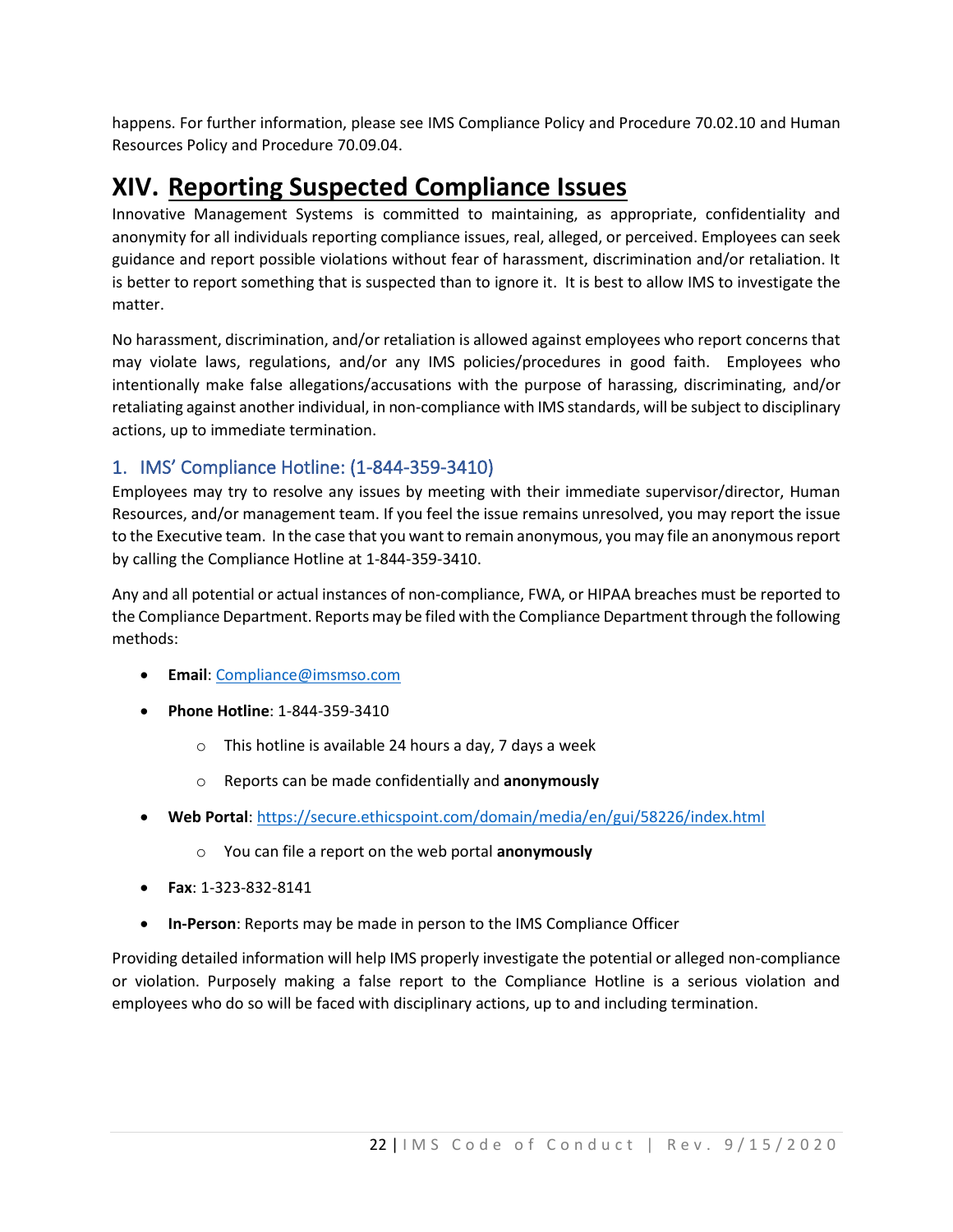happens. For further information, please see IMS Compliance Policy and Procedure 70.02.10 and Human Resources Policy and Procedure 70.09.04.

# XIV. Reporting Suspected Compliance Issues

Innovative Management Systems is committed to maintaining, as appropriate, confidentiality and anonymity for all individuals reporting compliance issues, real, alleged, or perceived. Employees can seek guidance and report possible violations without fear of harassment, discrimination and/or retaliation. It is better to report something that is suspected than to ignore it. It is best to allow IMS to investigate the matter.

No harassment, discrimination, and/or retaliation is allowed against employees who report concerns that may violate laws, regulations, and/or any IMS policies/procedures in good faith. Employees who intentionally make false allegations/accusations with the purpose of harassing, discriminating, and/or retaliating against another individual, in non-compliance with IMS standards, will be subject to disciplinary actions, up to immediate termination.

## 1. IMS' Compliance Hotline: (1-844-359-3410)

Employees may try to resolve any issues by meeting with their immediate supervisor/director, Human Resources, and/or management team. If you feel the issue remains unresolved, you may report the issue to the Executive team. In the case that you want to remain anonymous, you may file an anonymous report by calling the Compliance Hotline at 1-844-359-3410.

Any and all potential or actual instances of non-compliance, FWA, or HIPAA breaches must be reported to the Compliance Department. Reports may be filed with the Compliance Department through the following methods:

- **Email**: [Compliance@imsmso.com](mailto:Compliance@imsmso.com)
- **Phone Hotline**: 1-844-359-3410
  - This hotline is available 24 hours a day, 7 days a week
  - Reports can be made confidentially and **anonymously**
- **Web Portal**: [https://secure.ethicspoint.com/domain/media/en/gui/58226/index.html](https://secure.ethicspoint.com/domain/media/en/gui/58226/index.html)
  - You can file a report on the web portal **anonymously**
- **Fax**: 1-323-832-8141
- **In-Person**: Reports may be made in person to the IMS Compliance Officer

Providing detailed information will help IMS properly investigate the potential or alleged non-compliance or violation. Purposely making a false report to the Compliance Hotline is a serious violation and employees who do so will be faced with disciplinary actions, up to and including termination.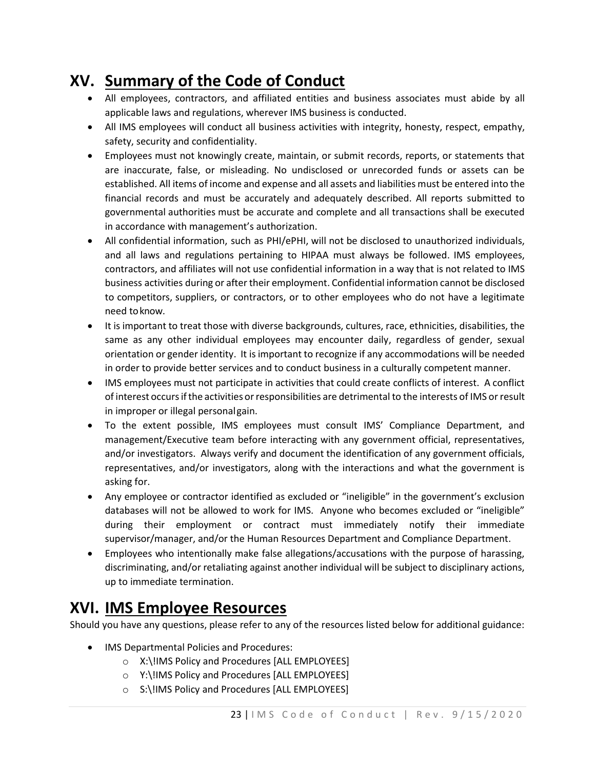## XV. Summary of the Code of Conduct

- All employees, contractors, and affiliated entities and business associates must abide by all applicable laws and regulations, wherever IMS business is conducted.
- All IMS employees will conduct all business activities with integrity, honesty, respect, empathy, safety, security and confidentiality.
- Employees must not knowingly create, maintain, or submit records, reports, or statements that are inaccurate, false, or misleading. No undisclosed or unrecorded funds or assets can be established. All items of income and expense and all assets and liabilities must be entered into the financial records and must be accurately and adequately described. All reports submitted to governmental authorities must be accurate and complete and all transactions shall be executed in accordance with management's authorization.
- All confidential information, such as PHI/ePHI, will not be disclosed to unauthorized individuals, and all laws and regulations pertaining to HIPAA must always be followed. IMS employees, contractors, and affiliates will not use confidential information in a way that is not related to IMS business activities during or after their employment. Confidential information cannot be disclosed to competitors, suppliers, or contractors, or to other employees who do not have a legitimate need to know.
- It is important to treat those with diverse backgrounds, cultures, race, ethnicities, disabilities, the same as any other individual employees may encounter daily, regardless of gender, sexual orientation or gender identity. It is important to recognize if any accommodations will be needed in order to provide better services and to conduct business in a culturally competent manner.
- IMS employees must not participate in activities that could create conflicts of interest. A conflict of interest occurs if the activities or responsibilities are detrimental to the interests of IMS or result in improper or illegal personal gain.
- To the extent possible, IMS employees must consult IMS' Compliance Department, and management/Executive team before interacting with any government official, representatives, and/or investigators. Always verify and document the identification of any government officials, representatives, and/or investigators, along with the interactions and what the government is asking for.
- Any employee or contractor identified as excluded or "ineligible" in the government's exclusion databases will not be allowed to work for IMS. Anyone who becomes excluded or "ineligible" during their employment or contract must immediately notify their immediate supervisor/manager, and/or the Human Resources Department and Compliance Department.
- Employees who intentionally make false allegations/accusations with the purpose of harassing, discriminating, and/or retaliating against another individual will be subject to disciplinary actions, up to immediate termination.

## XVI. IMS Employee Resources

Should you have any questions, please refer to any of the resources listed below for additional guidance:

- IMS Departmental Policies and Procedures:
  - X:\!IMS Policy and Procedures [ALL EMPLOYEES]
  - Y:\!IMS Policy and Procedures [ALL EMPLOYEES]
  - S:\!IMS Policy and Procedures [ALL EMPLOYEES]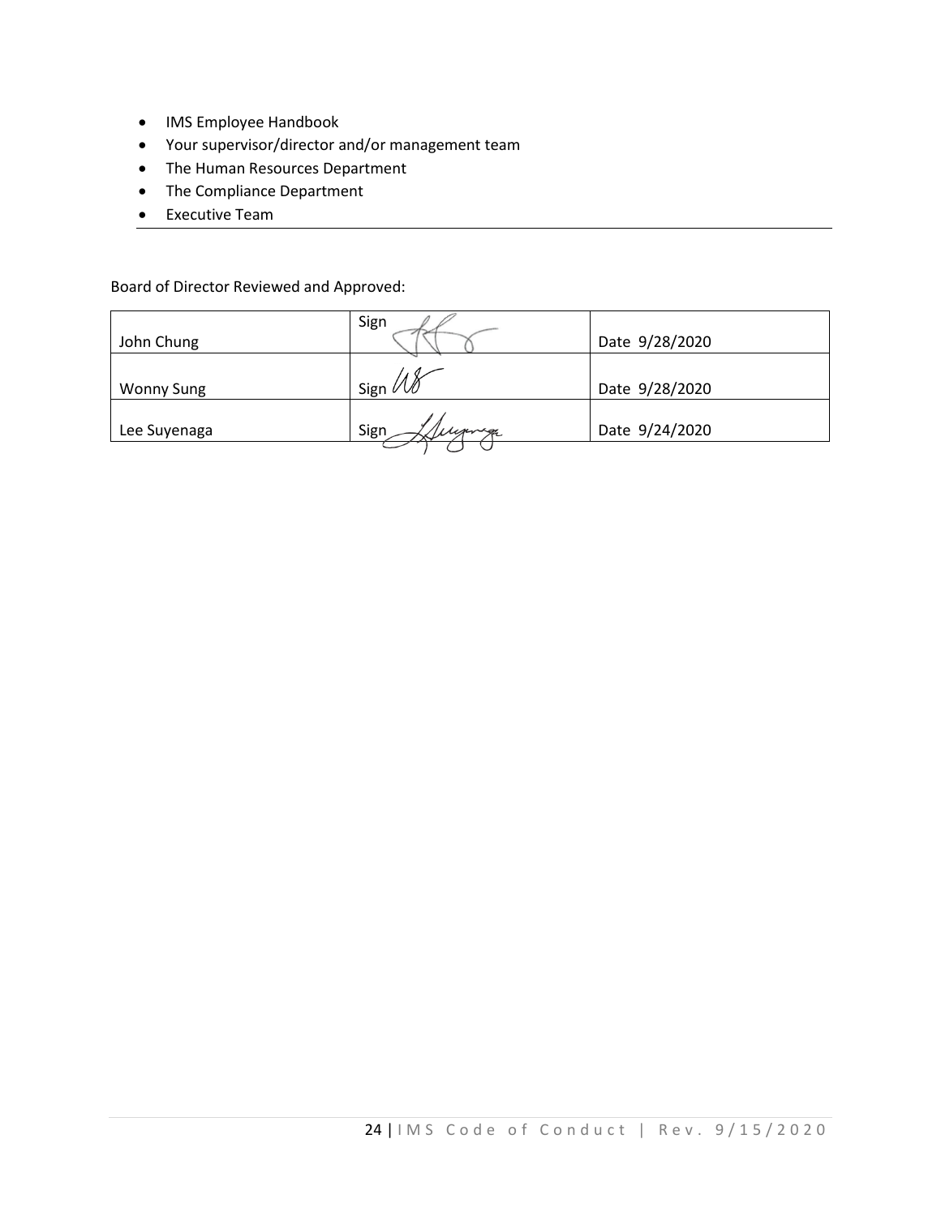- IMS Employee Handbook
- Your supervisor/director and/or management team
- The Human Resources Department
- The Compliance Department
- Executive Team

---

Board of Director Reviewed and Approved:

| | | |
|---|---|---|
| John Chung | Sign | Date 9/28/2020 |
| Wonny Sung | Sign | Date 9/28/2020 |
| Lee Suyenaga | Sign | Date 9/24/2020 |